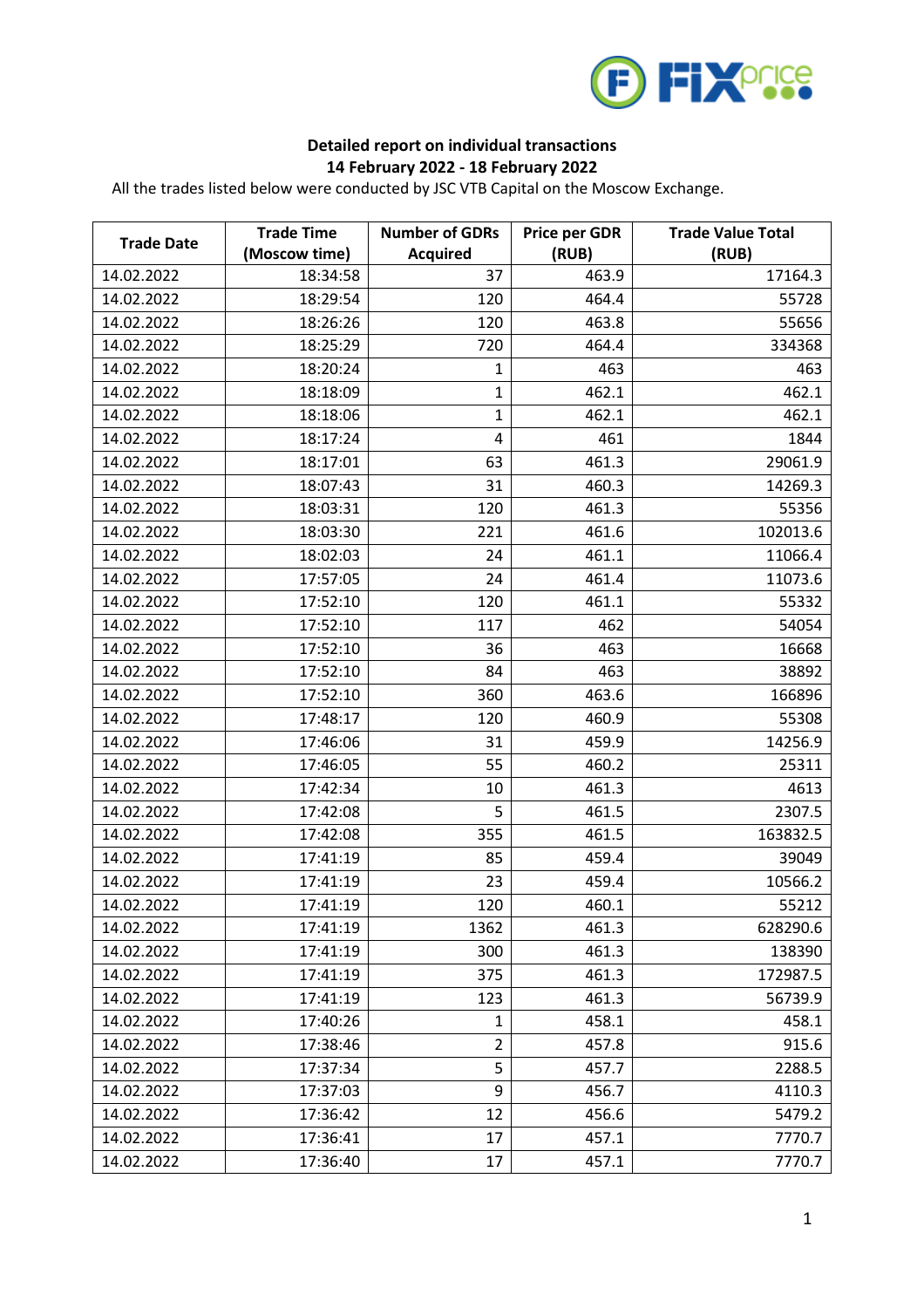**Detailed report on individual transactions**
**14 February 2022 - 18 February 2022**

All the trades listed below were conducted by JSC VTB Capital on the Moscow Exchange.

| Trade Date | Trade Time (Moscow time) | Number of GDRs Acquired | Price per GDR (RUB) | Trade Value Total (RUB) |
|---|---|---|---|---|
| 14.02.2022 | 18:34:58 | 37 | 463.9 | 17164.3 |
| 14.02.2022 | 18:29:54 | 120 | 464.4 | 55728 |
| 14.02.2022 | 18:26:26 | 120 | 463.8 | 55656 |
| 14.02.2022 | 18:25:29 | 720 | 464.4 | 334368 |
| 14.02.2022 | 18:20:24 | 1 | 463 | 463 |
| 14.02.2022 | 18:18:09 | 1 | 462.1 | 462.1 |
| 14.02.2022 | 18:18:06 | 1 | 462.1 | 462.1 |
| 14.02.2022 | 18:17:24 | 4 | 461 | 1844 |
| 14.02.2022 | 18:17:01 | 63 | 461.3 | 29061.9 |
| 14.02.2022 | 18:07:43 | 31 | 460.3 | 14269.3 |
| 14.02.2022 | 18:03:31 | 120 | 461.3 | 55356 |
| 14.02.2022 | 18:03:30 | 221 | 461.6 | 102013.6 |
| 14.02.2022 | 18:02:03 | 24 | 461.1 | 11066.4 |
| 14.02.2022 | 17:57:05 | 24 | 461.4 | 11073.6 |
| 14.02.2022 | 17:52:10 | 120 | 461.1 | 55332 |
| 14.02.2022 | 17:52:10 | 117 | 462 | 54054 |
| 14.02.2022 | 17:52:10 | 36 | 463 | 16668 |
| 14.02.2022 | 17:52:10 | 84 | 463 | 38892 |
| 14.02.2022 | 17:52:10 | 360 | 463.6 | 166896 |
| 14.02.2022 | 17:48:17 | 120 | 460.9 | 55308 |
| 14.02.2022 | 17:46:06 | 31 | 459.9 | 14256.9 |
| 14.02.2022 | 17:46:05 | 55 | 460.2 | 25311 |
| 14.02.2022 | 17:42:34 | 10 | 461.3 | 4613 |
| 14.02.2022 | 17:42:08 | 5 | 461.5 | 2307.5 |
| 14.02.2022 | 17:42:08 | 355 | 461.5 | 163832.5 |
| 14.02.2022 | 17:41:19 | 85 | 459.4 | 39049 |
| 14.02.2022 | 17:41:19 | 23 | 459.4 | 10566.2 |
| 14.02.2022 | 17:41:19 | 120 | 460.1 | 55212 |
| 14.02.2022 | 17:41:19 | 1362 | 461.3 | 628290.6 |
| 14.02.2022 | 17:41:19 | 300 | 461.3 | 138390 |
| 14.02.2022 | 17:41:19 | 375 | 461.3 | 172987.5 |
| 14.02.2022 | 17:41:19 | 123 | 461.3 | 56739.9 |
| 14.02.2022 | 17:40:26 | 1 | 458.1 | 458.1 |
| 14.02.2022 | 17:38:46 | 2 | 457.8 | 915.6 |
| 14.02.2022 | 17:37:34 | 5 | 457.7 | 2288.5 |
| 14.02.2022 | 17:37:03 | 9 | 456.7 | 4110.3 |
| 14.02.2022 | 17:36:42 | 12 | 456.6 | 5479.2 |
| 14.02.2022 | 17:36:41 | 17 | 457.1 | 7770.7 |
| 14.02.2022 | 17:36:40 | 17 | 457.1 | 7770.7 |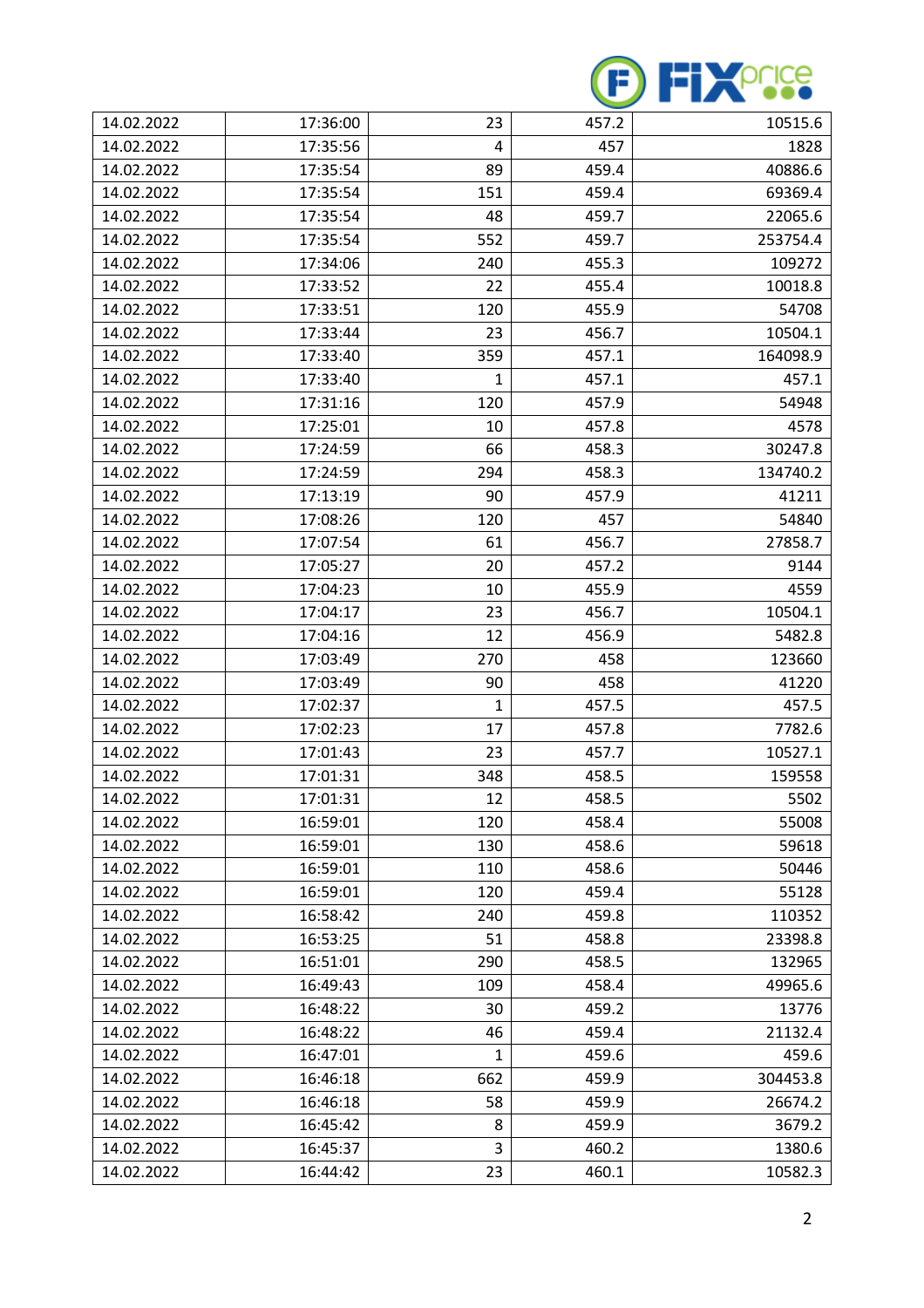| | | | | |
|---|---|---|---|---|
| 14.02.2022 | 17:36:00 | 23 | 457.2 | 10515.6 |
| 14.02.2022 | 17:35:56 | 4 | 457 | 1828 |
| 14.02.2022 | 17:35:54 | 89 | 459.4 | 40886.6 |
| 14.02.2022 | 17:35:54 | 151 | 459.4 | 69369.4 |
| 14.02.2022 | 17:35:54 | 48 | 459.7 | 22065.6 |
| 14.02.2022 | 17:35:54 | 552 | 459.7 | 253754.4 |
| 14.02.2022 | 17:34:06 | 240 | 455.3 | 109272 |
| 14.02.2022 | 17:33:52 | 22 | 455.4 | 10018.8 |
| 14.02.2022 | 17:33:51 | 120 | 455.9 | 54708 |
| 14.02.2022 | 17:33:44 | 23 | 456.7 | 10504.1 |
| 14.02.2022 | 17:33:40 | 359 | 457.1 | 164098.9 |
| 14.02.2022 | 17:33:40 | 1 | 457.1 | 457.1 |
| 14.02.2022 | 17:31:16 | 120 | 457.9 | 54948 |
| 14.02.2022 | 17:25:01 | 10 | 457.8 | 4578 |
| 14.02.2022 | 17:24:59 | 66 | 458.3 | 30247.8 |
| 14.02.2022 | 17:24:59 | 294 | 458.3 | 134740.2 |
| 14.02.2022 | 17:13:19 | 90 | 457.9 | 41211 |
| 14.02.2022 | 17:08:26 | 120 | 457 | 54840 |
| 14.02.2022 | 17:07:54 | 61 | 456.7 | 27858.7 |
| 14.02.2022 | 17:05:27 | 20 | 457.2 | 9144 |
| 14.02.2022 | 17:04:23 | 10 | 455.9 | 4559 |
| 14.02.2022 | 17:04:17 | 23 | 456.7 | 10504.1 |
| 14.02.2022 | 17:04:16 | 12 | 456.9 | 5482.8 |
| 14.02.2022 | 17:03:49 | 270 | 458 | 123660 |
| 14.02.2022 | 17:03:49 | 90 | 458 | 41220 |
| 14.02.2022 | 17:02:37 | 1 | 457.5 | 457.5 |
| 14.02.2022 | 17:02:23 | 17 | 457.8 | 7782.6 |
| 14.02.2022 | 17:01:43 | 23 | 457.7 | 10527.1 |
| 14.02.2022 | 17:01:31 | 348 | 458.5 | 159558 |
| 14.02.2022 | 17:01:31 | 12 | 458.5 | 5502 |
| 14.02.2022 | 16:59:01 | 120 | 458.4 | 55008 |
| 14.02.2022 | 16:59:01 | 130 | 458.6 | 59618 |
| 14.02.2022 | 16:59:01 | 110 | 458.6 | 50446 |
| 14.02.2022 | 16:59:01 | 120 | 459.4 | 55128 |
| 14.02.2022 | 16:58:42 | 240 | 459.8 | 110352 |
| 14.02.2022 | 16:53:25 | 51 | 458.8 | 23398.8 |
| 14.02.2022 | 16:51:01 | 290 | 458.5 | 132965 |
| 14.02.2022 | 16:49:43 | 109 | 458.4 | 49965.6 |
| 14.02.2022 | 16:48:22 | 30 | 459.2 | 13776 |
| 14.02.2022 | 16:48:22 | 46 | 459.4 | 21132.4 |
| 14.02.2022 | 16:47:01 | 1 | 459.6 | 459.6 |
| 14.02.2022 | 16:46:18 | 662 | 459.9 | 304453.8 |
| 14.02.2022 | 16:46:18 | 58 | 459.9 | 26674.2 |
| 14.02.2022 | 16:45:42 | 8 | 459.9 | 3679.2 |
| 14.02.2022 | 16:45:37 | 3 | 460.2 | 1380.6 |
| 14.02.2022 | 16:44:42 | 23 | 460.1 | 10582.3 |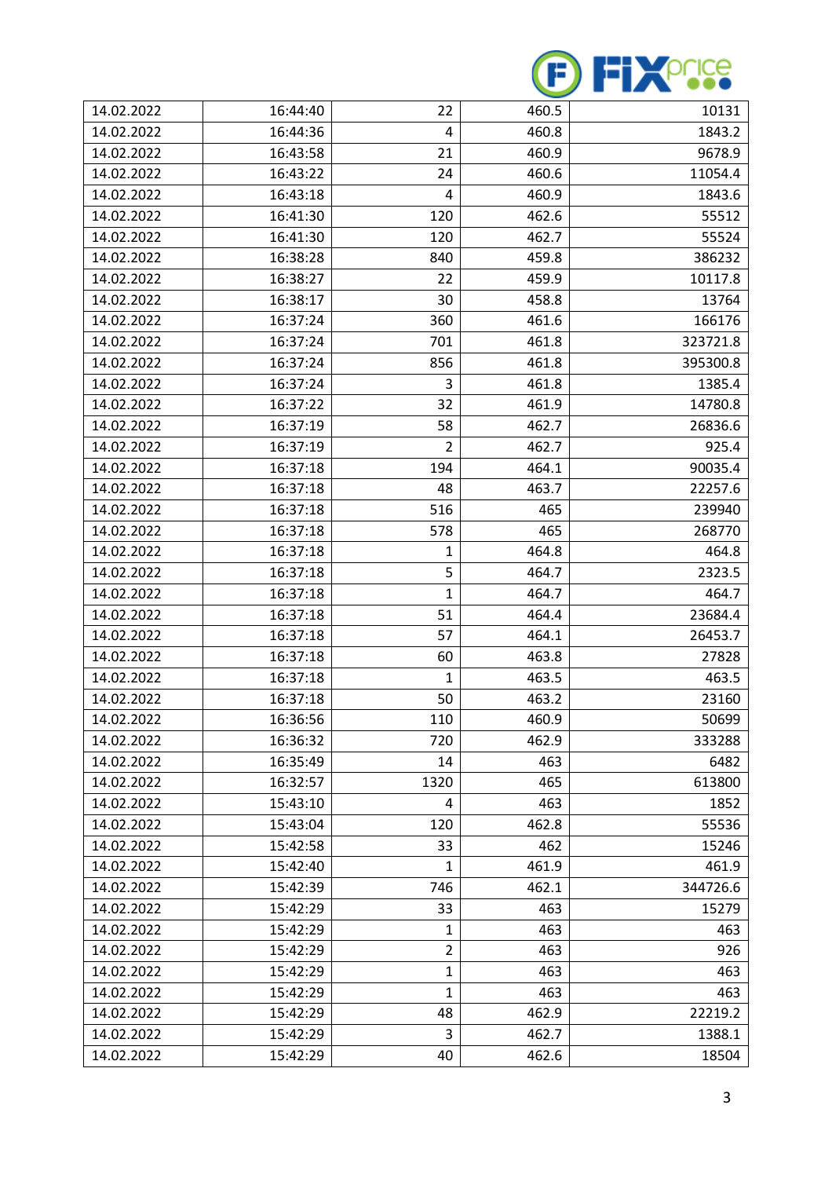| 14.02.2022 | 16:44:40 | 22 | 460.5 | 10131 |
|---|---|---|---|---|
| 14.02.2022 | 16:44:36 | 4 | 460.8 | 1843.2 |
| 14.02.2022 | 16:43:58 | 21 | 460.9 | 9678.9 |
| 14.02.2022 | 16:43:22 | 24 | 460.6 | 11054.4 |
| 14.02.2022 | 16:43:18 | 4 | 460.9 | 1843.6 |
| 14.02.2022 | 16:41:30 | 120 | 462.6 | 55512 |
| 14.02.2022 | 16:41:30 | 120 | 462.7 | 55524 |
| 14.02.2022 | 16:38:28 | 840 | 459.8 | 386232 |
| 14.02.2022 | 16:38:27 | 22 | 459.9 | 10117.8 |
| 14.02.2022 | 16:38:17 | 30 | 458.8 | 13764 |
| 14.02.2022 | 16:37:24 | 360 | 461.6 | 166176 |
| 14.02.2022 | 16:37:24 | 701 | 461.8 | 323721.8 |
| 14.02.2022 | 16:37:24 | 856 | 461.8 | 395300.8 |
| 14.02.2022 | 16:37:24 | 3 | 461.8 | 1385.4 |
| 14.02.2022 | 16:37:22 | 32 | 461.9 | 14780.8 |
| 14.02.2022 | 16:37:19 | 58 | 462.7 | 26836.6 |
| 14.02.2022 | 16:37:19 | 2 | 462.7 | 925.4 |
| 14.02.2022 | 16:37:18 | 194 | 464.1 | 90035.4 |
| 14.02.2022 | 16:37:18 | 48 | 463.7 | 22257.6 |
| 14.02.2022 | 16:37:18 | 516 | 465 | 239940 |
| 14.02.2022 | 16:37:18 | 578 | 465 | 268770 |
| 14.02.2022 | 16:37:18 | 1 | 464.8 | 464.8 |
| 14.02.2022 | 16:37:18 | 5 | 464.7 | 2323.5 |
| 14.02.2022 | 16:37:18 | 1 | 464.7 | 464.7 |
| 14.02.2022 | 16:37:18 | 51 | 464.4 | 23684.4 |
| 14.02.2022 | 16:37:18 | 57 | 464.1 | 26453.7 |
| 14.02.2022 | 16:37:18 | 60 | 463.8 | 27828 |
| 14.02.2022 | 16:37:18 | 1 | 463.5 | 463.5 |
| 14.02.2022 | 16:37:18 | 50 | 463.2 | 23160 |
| 14.02.2022 | 16:36:56 | 110 | 460.9 | 50699 |
| 14.02.2022 | 16:36:32 | 720 | 462.9 | 333288 |
| 14.02.2022 | 16:35:49 | 14 | 463 | 6482 |
| 14.02.2022 | 16:32:57 | 1320 | 465 | 613800 |
| 14.02.2022 | 15:43:10 | 4 | 463 | 1852 |
| 14.02.2022 | 15:43:04 | 120 | 462.8 | 55536 |
| 14.02.2022 | 15:42:58 | 33 | 462 | 15246 |
| 14.02.2022 | 15:42:40 | 1 | 461.9 | 461.9 |
| 14.02.2022 | 15:42:39 | 746 | 462.1 | 344726.6 |
| 14.02.2022 | 15:42:29 | 33 | 463 | 15279 |
| 14.02.2022 | 15:42:29 | 1 | 463 | 463 |
| 14.02.2022 | 15:42:29 | 2 | 463 | 926 |
| 14.02.2022 | 15:42:29 | 1 | 463 | 463 |
| 14.02.2022 | 15:42:29 | 1 | 463 | 463 |
| 14.02.2022 | 15:42:29 | 48 | 462.9 | 22219.2 |
| 14.02.2022 | 15:42:29 | 3 | 462.7 | 1388.1 |
| 14.02.2022 | 15:42:29 | 40 | 462.6 | 18504 |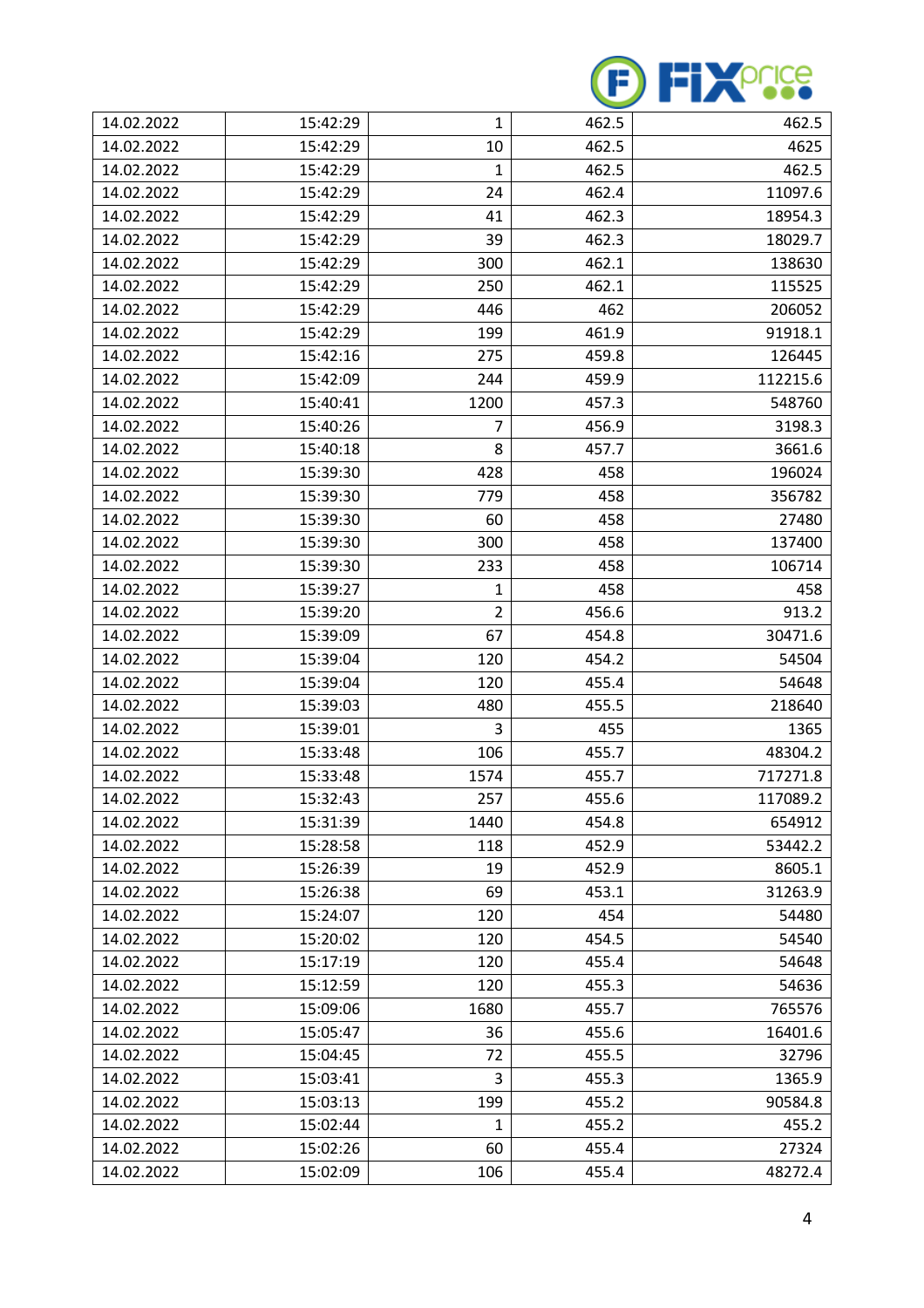| 14.02.2022 | 15:42:29 | 1 | 462.5 | 462.5 |
|---|---|---|---|---|
| 14.02.2022 | 15:42:29 | 10 | 462.5 | 4625 |
| 14.02.2022 | 15:42:29 | 1 | 462.5 | 462.5 |
| 14.02.2022 | 15:42:29 | 24 | 462.4 | 11097.6 |
| 14.02.2022 | 15:42:29 | 41 | 462.3 | 18954.3 |
| 14.02.2022 | 15:42:29 | 39 | 462.3 | 18029.7 |
| 14.02.2022 | 15:42:29 | 300 | 462.1 | 138630 |
| 14.02.2022 | 15:42:29 | 250 | 462.1 | 115525 |
| 14.02.2022 | 15:42:29 | 446 | 462 | 206052 |
| 14.02.2022 | 15:42:29 | 199 | 461.9 | 91918.1 |
| 14.02.2022 | 15:42:16 | 275 | 459.8 | 126445 |
| 14.02.2022 | 15:42:09 | 244 | 459.9 | 112215.6 |
| 14.02.2022 | 15:40:41 | 1200 | 457.3 | 548760 |
| 14.02.2022 | 15:40:26 | 7 | 456.9 | 3198.3 |
| 14.02.2022 | 15:40:18 | 8 | 457.7 | 3661.6 |
| 14.02.2022 | 15:39:30 | 428 | 458 | 196024 |
| 14.02.2022 | 15:39:30 | 779 | 458 | 356782 |
| 14.02.2022 | 15:39:30 | 60 | 458 | 27480 |
| 14.02.2022 | 15:39:30 | 300 | 458 | 137400 |
| 14.02.2022 | 15:39:30 | 233 | 458 | 106714 |
| 14.02.2022 | 15:39:27 | 1 | 458 | 458 |
| 14.02.2022 | 15:39:20 | 2 | 456.6 | 913.2 |
| 14.02.2022 | 15:39:09 | 67 | 454.8 | 30471.6 |
| 14.02.2022 | 15:39:04 | 120 | 454.2 | 54504 |
| 14.02.2022 | 15:39:04 | 120 | 455.4 | 54648 |
| 14.02.2022 | 15:39:03 | 480 | 455.5 | 218640 |
| 14.02.2022 | 15:39:01 | 3 | 455 | 1365 |
| 14.02.2022 | 15:33:48 | 106 | 455.7 | 48304.2 |
| 14.02.2022 | 15:33:48 | 1574 | 455.7 | 717271.8 |
| 14.02.2022 | 15:32:43 | 257 | 455.6 | 117089.2 |
| 14.02.2022 | 15:31:39 | 1440 | 454.8 | 654912 |
| 14.02.2022 | 15:28:58 | 118 | 452.9 | 53442.2 |
| 14.02.2022 | 15:26:39 | 19 | 452.9 | 8605.1 |
| 14.02.2022 | 15:26:38 | 69 | 453.1 | 31263.9 |
| 14.02.2022 | 15:24:07 | 120 | 454 | 54480 |
| 14.02.2022 | 15:20:02 | 120 | 454.5 | 54540 |
| 14.02.2022 | 15:17:19 | 120 | 455.4 | 54648 |
| 14.02.2022 | 15:12:59 | 120 | 455.3 | 54636 |
| 14.02.2022 | 15:09:06 | 1680 | 455.7 | 765576 |
| 14.02.2022 | 15:05:47 | 36 | 455.6 | 16401.6 |
| 14.02.2022 | 15:04:45 | 72 | 455.5 | 32796 |
| 14.02.2022 | 15:03:41 | 3 | 455.3 | 1365.9 |
| 14.02.2022 | 15:03:13 | 199 | 455.2 | 90584.8 |
| 14.02.2022 | 15:02:44 | 1 | 455.2 | 455.2 |
| 14.02.2022 | 15:02:26 | 60 | 455.4 | 27324 |
| 14.02.2022 | 15:02:09 | 106 | 455.4 | 48272.4 |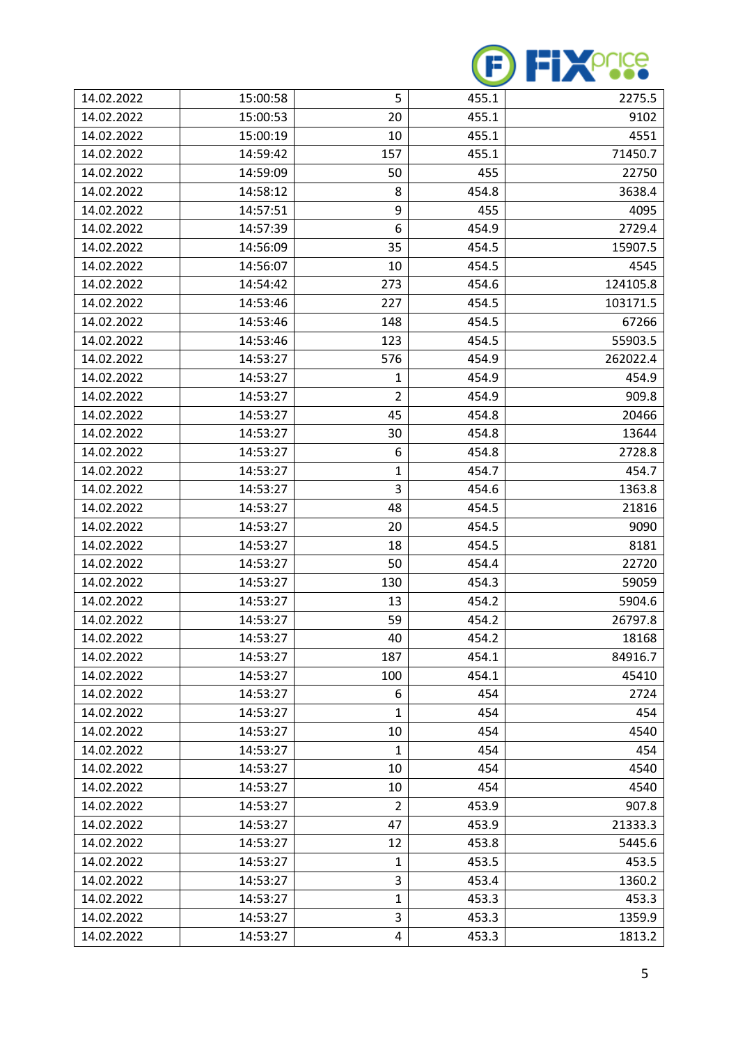| 14.02.2022 | 15:00:58 | 5 | 455.1 | 2275.5 |
|---|---|---|---|---|
| 14.02.2022 | 15:00:53 | 20 | 455.1 | 9102 |
| 14.02.2022 | 15:00:19 | 10 | 455.1 | 4551 |
| 14.02.2022 | 14:59:42 | 157 | 455.1 | 71450.7 |
| 14.02.2022 | 14:59:09 | 50 | 455 | 22750 |
| 14.02.2022 | 14:58:12 | 8 | 454.8 | 3638.4 |
| 14.02.2022 | 14:57:51 | 9 | 455 | 4095 |
| 14.02.2022 | 14:57:39 | 6 | 454.9 | 2729.4 |
| 14.02.2022 | 14:56:09 | 35 | 454.5 | 15907.5 |
| 14.02.2022 | 14:56:07 | 10 | 454.5 | 4545 |
| 14.02.2022 | 14:54:42 | 273 | 454.6 | 124105.8 |
| 14.02.2022 | 14:53:46 | 227 | 454.5 | 103171.5 |
| 14.02.2022 | 14:53:46 | 148 | 454.5 | 67266 |
| 14.02.2022 | 14:53:46 | 123 | 454.5 | 55903.5 |
| 14.02.2022 | 14:53:27 | 576 | 454.9 | 262022.4 |
| 14.02.2022 | 14:53:27 | 1 | 454.9 | 454.9 |
| 14.02.2022 | 14:53:27 | 2 | 454.9 | 909.8 |
| 14.02.2022 | 14:53:27 | 45 | 454.8 | 20466 |
| 14.02.2022 | 14:53:27 | 30 | 454.8 | 13644 |
| 14.02.2022 | 14:53:27 | 6 | 454.8 | 2728.8 |
| 14.02.2022 | 14:53:27 | 1 | 454.7 | 454.7 |
| 14.02.2022 | 14:53:27 | 3 | 454.6 | 1363.8 |
| 14.02.2022 | 14:53:27 | 48 | 454.5 | 21816 |
| 14.02.2022 | 14:53:27 | 20 | 454.5 | 9090 |
| 14.02.2022 | 14:53:27 | 18 | 454.5 | 8181 |
| 14.02.2022 | 14:53:27 | 50 | 454.4 | 22720 |
| 14.02.2022 | 14:53:27 | 130 | 454.3 | 59059 |
| 14.02.2022 | 14:53:27 | 13 | 454.2 | 5904.6 |
| 14.02.2022 | 14:53:27 | 59 | 454.2 | 26797.8 |
| 14.02.2022 | 14:53:27 | 40 | 454.2 | 18168 |
| 14.02.2022 | 14:53:27 | 187 | 454.1 | 84916.7 |
| 14.02.2022 | 14:53:27 | 100 | 454.1 | 45410 |
| 14.02.2022 | 14:53:27 | 6 | 454 | 2724 |
| 14.02.2022 | 14:53:27 | 1 | 454 | 454 |
| 14.02.2022 | 14:53:27 | 10 | 454 | 4540 |
| 14.02.2022 | 14:53:27 | 1 | 454 | 454 |
| 14.02.2022 | 14:53:27 | 10 | 454 | 4540 |
| 14.02.2022 | 14:53:27 | 10 | 454 | 4540 |
| 14.02.2022 | 14:53:27 | 2 | 453.9 | 907.8 |
| 14.02.2022 | 14:53:27 | 47 | 453.9 | 21333.3 |
| 14.02.2022 | 14:53:27 | 12 | 453.8 | 5445.6 |
| 14.02.2022 | 14:53:27 | 1 | 453.5 | 453.5 |
| 14.02.2022 | 14:53:27 | 3 | 453.4 | 1360.2 |
| 14.02.2022 | 14:53:27 | 1 | 453.3 | 453.3 |
| 14.02.2022 | 14:53:27 | 3 | 453.3 | 1359.9 |
| 14.02.2022 | 14:53:27 | 4 | 453.3 | 1813.2 |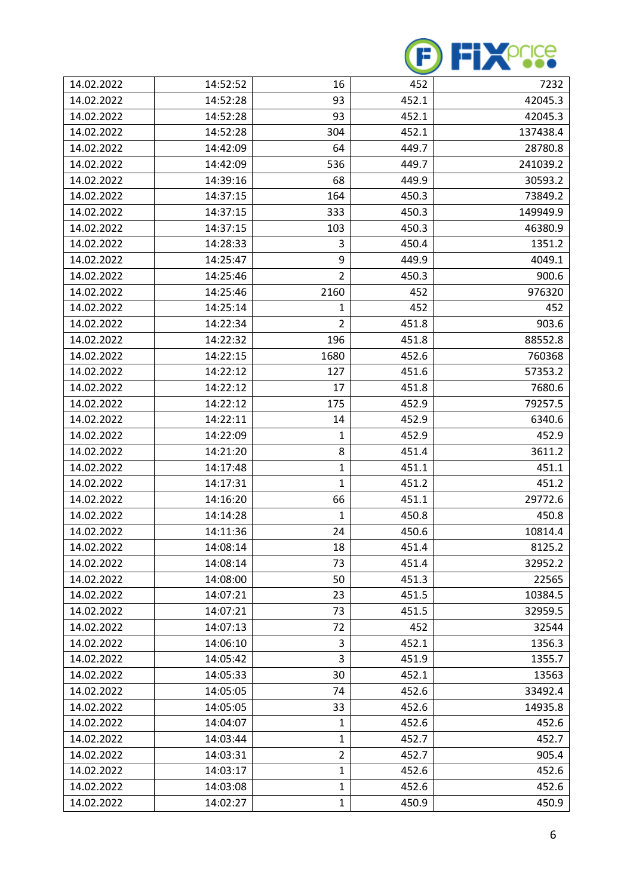| 14.02.2022 | 14:52:52 | 16 | 452 | 7232 |
|---|---|---|---|---|
| 14.02.2022 | 14:52:28 | 93 | 452.1 | 42045.3 |
| 14.02.2022 | 14:52:28 | 93 | 452.1 | 42045.3 |
| 14.02.2022 | 14:52:28 | 304 | 452.1 | 137438.4 |
| 14.02.2022 | 14:42:09 | 64 | 449.7 | 28780.8 |
| 14.02.2022 | 14:42:09 | 536 | 449.7 | 241039.2 |
| 14.02.2022 | 14:39:16 | 68 | 449.9 | 30593.2 |
| 14.02.2022 | 14:37:15 | 164 | 450.3 | 73849.2 |
| 14.02.2022 | 14:37:15 | 333 | 450.3 | 149949.9 |
| 14.02.2022 | 14:37:15 | 103 | 450.3 | 46380.9 |
| 14.02.2022 | 14:28:33 | 3 | 450.4 | 1351.2 |
| 14.02.2022 | 14:25:47 | 9 | 449.9 | 4049.1 |
| 14.02.2022 | 14:25:46 | 2 | 450.3 | 900.6 |
| 14.02.2022 | 14:25:46 | 2160 | 452 | 976320 |
| 14.02.2022 | 14:25:14 | 1 | 452 | 452 |
| 14.02.2022 | 14:22:34 | 2 | 451.8 | 903.6 |
| 14.02.2022 | 14:22:32 | 196 | 451.8 | 88552.8 |
| 14.02.2022 | 14:22:15 | 1680 | 452.6 | 760368 |
| 14.02.2022 | 14:22:12 | 127 | 451.6 | 57353.2 |
| 14.02.2022 | 14:22:12 | 17 | 451.8 | 7680.6 |
| 14.02.2022 | 14:22:12 | 175 | 452.9 | 79257.5 |
| 14.02.2022 | 14:22:11 | 14 | 452.9 | 6340.6 |
| 14.02.2022 | 14:22:09 | 1 | 452.9 | 452.9 |
| 14.02.2022 | 14:21:20 | 8 | 451.4 | 3611.2 |
| 14.02.2022 | 14:17:48 | 1 | 451.1 | 451.1 |
| 14.02.2022 | 14:17:31 | 1 | 451.2 | 451.2 |
| 14.02.2022 | 14:16:20 | 66 | 451.1 | 29772.6 |
| 14.02.2022 | 14:14:28 | 1 | 450.8 | 450.8 |
| 14.02.2022 | 14:11:36 | 24 | 450.6 | 10814.4 |
| 14.02.2022 | 14:08:14 | 18 | 451.4 | 8125.2 |
| 14.02.2022 | 14:08:14 | 73 | 451.4 | 32952.2 |
| 14.02.2022 | 14:08:00 | 50 | 451.3 | 22565 |
| 14.02.2022 | 14:07:21 | 23 | 451.5 | 10384.5 |
| 14.02.2022 | 14:07:21 | 73 | 451.5 | 32959.5 |
| 14.02.2022 | 14:07:13 | 72 | 452 | 32544 |
| 14.02.2022 | 14:06:10 | 3 | 452.1 | 1356.3 |
| 14.02.2022 | 14:05:42 | 3 | 451.9 | 1355.7 |
| 14.02.2022 | 14:05:33 | 30 | 452.1 | 13563 |
| 14.02.2022 | 14:05:05 | 74 | 452.6 | 33492.4 |
| 14.02.2022 | 14:05:05 | 33 | 452.6 | 14935.8 |
| 14.02.2022 | 14:04:07 | 1 | 452.6 | 452.6 |
| 14.02.2022 | 14:03:44 | 1 | 452.7 | 452.7 |
| 14.02.2022 | 14:03:31 | 2 | 452.7 | 905.4 |
| 14.02.2022 | 14:03:17 | 1 | 452.6 | 452.6 |
| 14.02.2022 | 14:03:08 | 1 | 452.6 | 452.6 |
| 14.02.2022 | 14:02:27 | 1 | 450.9 | 450.9 |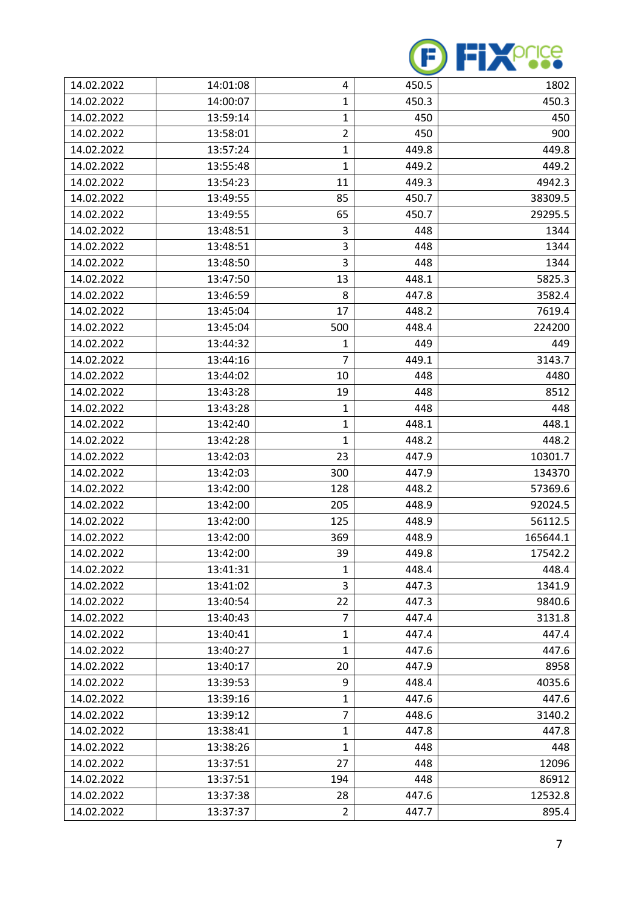| 14.02.2022 | 14:01:08 | 4 | 450.5 | 1802 |
|---|---|---|---|---|
| 14.02.2022 | 14:00:07 | 1 | 450.3 | 450.3 |
| 14.02.2022 | 13:59:14 | 1 | 450 | 450 |
| 14.02.2022 | 13:58:01 | 2 | 450 | 900 |
| 14.02.2022 | 13:57:24 | 1 | 449.8 | 449.8 |
| 14.02.2022 | 13:55:48 | 1 | 449.2 | 449.2 |
| 14.02.2022 | 13:54:23 | 11 | 449.3 | 4942.3 |
| 14.02.2022 | 13:49:55 | 85 | 450.7 | 38309.5 |
| 14.02.2022 | 13:49:55 | 65 | 450.7 | 29295.5 |
| 14.02.2022 | 13:48:51 | 3 | 448 | 1344 |
| 14.02.2022 | 13:48:51 | 3 | 448 | 1344 |
| 14.02.2022 | 13:48:50 | 3 | 448 | 1344 |
| 14.02.2022 | 13:47:50 | 13 | 448.1 | 5825.3 |
| 14.02.2022 | 13:46:59 | 8 | 447.8 | 3582.4 |
| 14.02.2022 | 13:45:04 | 17 | 448.2 | 7619.4 |
| 14.02.2022 | 13:45:04 | 500 | 448.4 | 224200 |
| 14.02.2022 | 13:44:32 | 1 | 449 | 449 |
| 14.02.2022 | 13:44:16 | 7 | 449.1 | 3143.7 |
| 14.02.2022 | 13:44:02 | 10 | 448 | 4480 |
| 14.02.2022 | 13:43:28 | 19 | 448 | 8512 |
| 14.02.2022 | 13:43:28 | 1 | 448 | 448 |
| 14.02.2022 | 13:42:40 | 1 | 448.1 | 448.1 |
| 14.02.2022 | 13:42:28 | 1 | 448.2 | 448.2 |
| 14.02.2022 | 13:42:03 | 23 | 447.9 | 10301.7 |
| 14.02.2022 | 13:42:03 | 300 | 447.9 | 134370 |
| 14.02.2022 | 13:42:00 | 128 | 448.2 | 57369.6 |
| 14.02.2022 | 13:42:00 | 205 | 448.9 | 92024.5 |
| 14.02.2022 | 13:42:00 | 125 | 448.9 | 56112.5 |
| 14.02.2022 | 13:42:00 | 369 | 448.9 | 165644.1 |
| 14.02.2022 | 13:42:00 | 39 | 449.8 | 17542.2 |
| 14.02.2022 | 13:41:31 | 1 | 448.4 | 448.4 |
| 14.02.2022 | 13:41:02 | 3 | 447.3 | 1341.9 |
| 14.02.2022 | 13:40:54 | 22 | 447.3 | 9840.6 |
| 14.02.2022 | 13:40:43 | 7 | 447.4 | 3131.8 |
| 14.02.2022 | 13:40:41 | 1 | 447.4 | 447.4 |
| 14.02.2022 | 13:40:27 | 1 | 447.6 | 447.6 |
| 14.02.2022 | 13:40:17 | 20 | 447.9 | 8958 |
| 14.02.2022 | 13:39:53 | 9 | 448.4 | 4035.6 |
| 14.02.2022 | 13:39:16 | 1 | 447.6 | 447.6 |
| 14.02.2022 | 13:39:12 | 7 | 448.6 | 3140.2 |
| 14.02.2022 | 13:38:41 | 1 | 447.8 | 447.8 |
| 14.02.2022 | 13:38:26 | 1 | 448 | 448 |
| 14.02.2022 | 13:37:51 | 27 | 448 | 12096 |
| 14.02.2022 | 13:37:51 | 194 | 448 | 86912 |
| 14.02.2022 | 13:37:38 | 28 | 447.6 | 12532.8 |
| 14.02.2022 | 13:37:37 | 2 | 447.7 | 895.4 |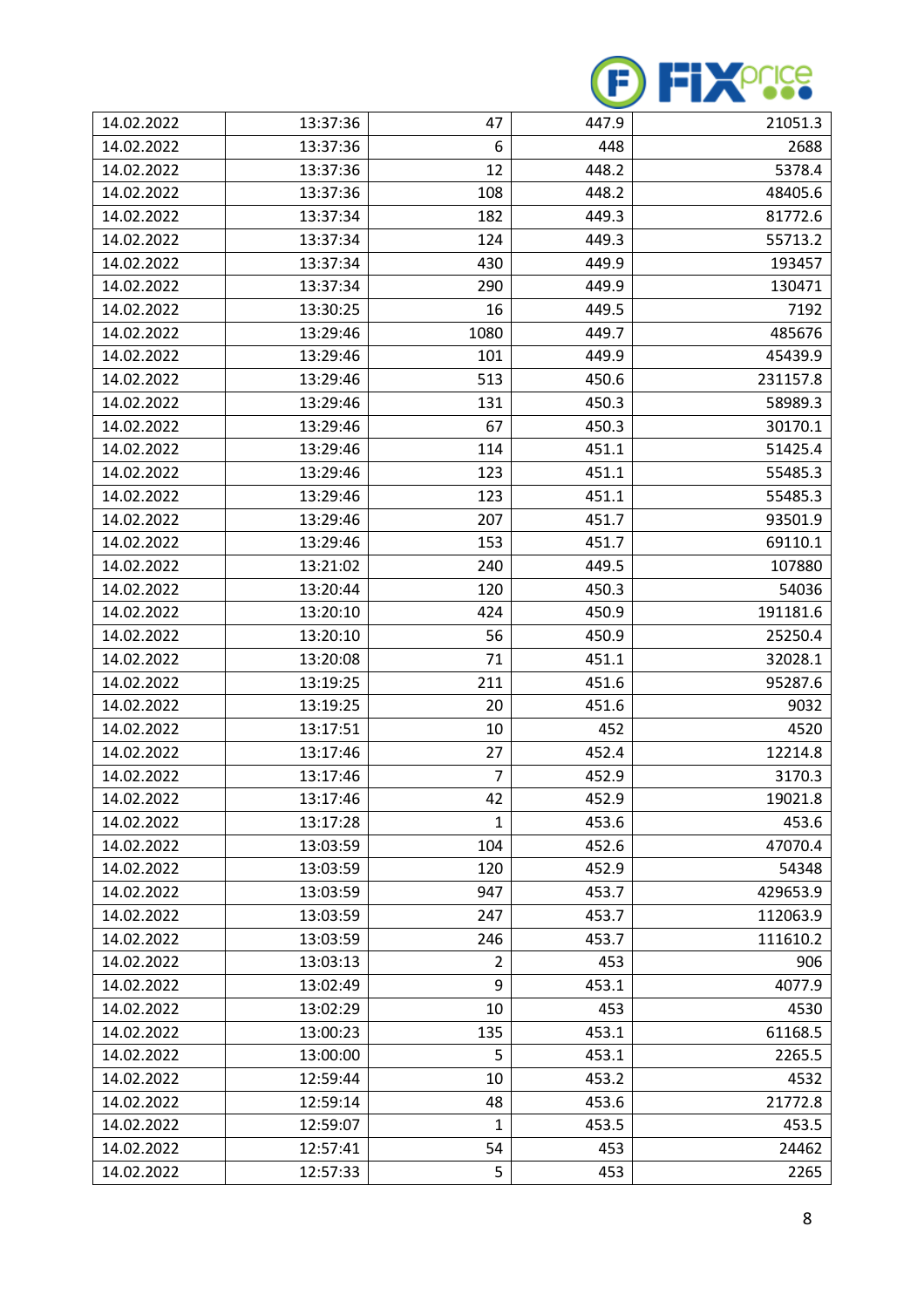| 14.02.2022 | 13:37:36 | 47 | 447.9 | 21051.3 |
|---|---|---|---|---|
| 14.02.2022 | 13:37:36 | 6 | 448 | 2688 |
| 14.02.2022 | 13:37:36 | 12 | 448.2 | 5378.4 |
| 14.02.2022 | 13:37:36 | 108 | 448.2 | 48405.6 |
| 14.02.2022 | 13:37:34 | 182 | 449.3 | 81772.6 |
| 14.02.2022 | 13:37:34 | 124 | 449.3 | 55713.2 |
| 14.02.2022 | 13:37:34 | 430 | 449.9 | 193457 |
| 14.02.2022 | 13:37:34 | 290 | 449.9 | 130471 |
| 14.02.2022 | 13:30:25 | 16 | 449.5 | 7192 |
| 14.02.2022 | 13:29:46 | 1080 | 449.7 | 485676 |
| 14.02.2022 | 13:29:46 | 101 | 449.9 | 45439.9 |
| 14.02.2022 | 13:29:46 | 513 | 450.6 | 231157.8 |
| 14.02.2022 | 13:29:46 | 131 | 450.3 | 58989.3 |
| 14.02.2022 | 13:29:46 | 67 | 450.3 | 30170.1 |
| 14.02.2022 | 13:29:46 | 114 | 451.1 | 51425.4 |
| 14.02.2022 | 13:29:46 | 123 | 451.1 | 55485.3 |
| 14.02.2022 | 13:29:46 | 123 | 451.1 | 55485.3 |
| 14.02.2022 | 13:29:46 | 207 | 451.7 | 93501.9 |
| 14.02.2022 | 13:29:46 | 153 | 451.7 | 69110.1 |
| 14.02.2022 | 13:21:02 | 240 | 449.5 | 107880 |
| 14.02.2022 | 13:20:44 | 120 | 450.3 | 54036 |
| 14.02.2022 | 13:20:10 | 424 | 450.9 | 191181.6 |
| 14.02.2022 | 13:20:10 | 56 | 450.9 | 25250.4 |
| 14.02.2022 | 13:20:08 | 71 | 451.1 | 32028.1 |
| 14.02.2022 | 13:19:25 | 211 | 451.6 | 95287.6 |
| 14.02.2022 | 13:19:25 | 20 | 451.6 | 9032 |
| 14.02.2022 | 13:17:51 | 10 | 452 | 4520 |
| 14.02.2022 | 13:17:46 | 27 | 452.4 | 12214.8 |
| 14.02.2022 | 13:17:46 | 7 | 452.9 | 3170.3 |
| 14.02.2022 | 13:17:46 | 42 | 452.9 | 19021.8 |
| 14.02.2022 | 13:17:28 | 1 | 453.6 | 453.6 |
| 14.02.2022 | 13:03:59 | 104 | 452.6 | 47070.4 |
| 14.02.2022 | 13:03:59 | 120 | 452.9 | 54348 |
| 14.02.2022 | 13:03:59 | 947 | 453.7 | 429653.9 |
| 14.02.2022 | 13:03:59 | 247 | 453.7 | 112063.9 |
| 14.02.2022 | 13:03:59 | 246 | 453.7 | 111610.2 |
| 14.02.2022 | 13:03:13 | 2 | 453 | 906 |
| 14.02.2022 | 13:02:49 | 9 | 453.1 | 4077.9 |
| 14.02.2022 | 13:02:29 | 10 | 453 | 4530 |
| 14.02.2022 | 13:00:23 | 135 | 453.1 | 61168.5 |
| 14.02.2022 | 13:00:00 | 5 | 453.1 | 2265.5 |
| 14.02.2022 | 12:59:44 | 10 | 453.2 | 4532 |
| 14.02.2022 | 12:59:14 | 48 | 453.6 | 21772.8 |
| 14.02.2022 | 12:59:07 | 1 | 453.5 | 453.5 |
| 14.02.2022 | 12:57:41 | 54 | 453 | 24462 |
| 14.02.2022 | 12:57:33 | 5 | 453 | 2265 |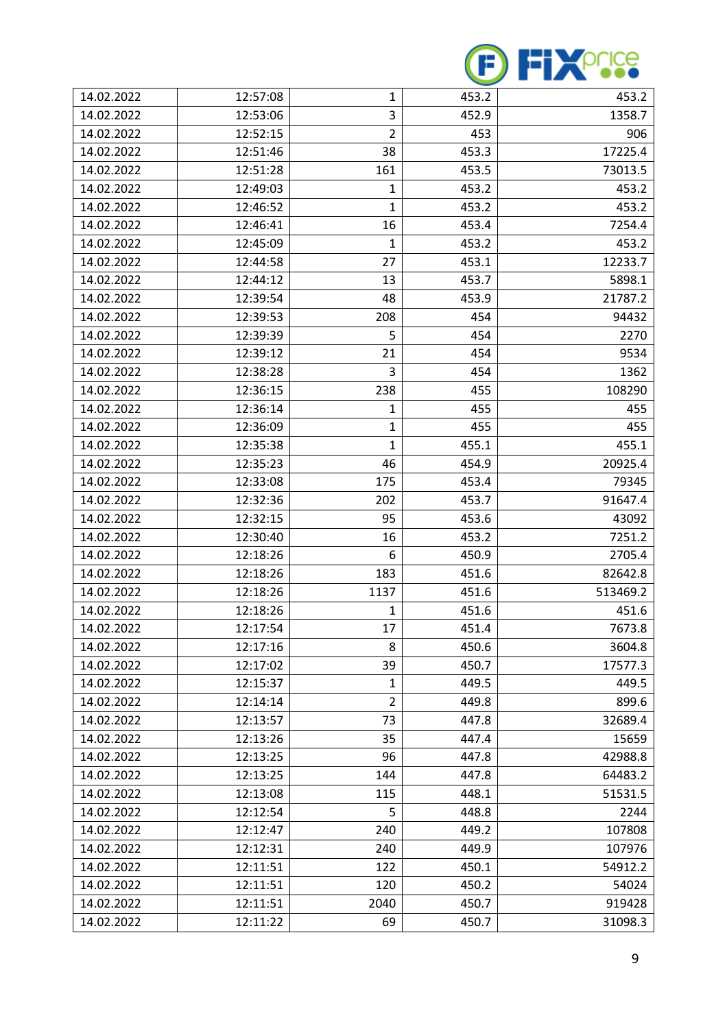| 14.02.2022 | 12:57:08 | 1 | 453.2 | 453.2 |
|---|---|---|---|---|
| 14.02.2022 | 12:53:06 | 3 | 452.9 | 1358.7 |
| 14.02.2022 | 12:52:15 | 2 | 453 | 906 |
| 14.02.2022 | 12:51:46 | 38 | 453.3 | 17225.4 |
| 14.02.2022 | 12:51:28 | 161 | 453.5 | 73013.5 |
| 14.02.2022 | 12:49:03 | 1 | 453.2 | 453.2 |
| 14.02.2022 | 12:46:52 | 1 | 453.2 | 453.2 |
| 14.02.2022 | 12:46:41 | 16 | 453.4 | 7254.4 |
| 14.02.2022 | 12:45:09 | 1 | 453.2 | 453.2 |
| 14.02.2022 | 12:44:58 | 27 | 453.1 | 12233.7 |
| 14.02.2022 | 12:44:12 | 13 | 453.7 | 5898.1 |
| 14.02.2022 | 12:39:54 | 48 | 453.9 | 21787.2 |
| 14.02.2022 | 12:39:53 | 208 | 454 | 94432 |
| 14.02.2022 | 12:39:39 | 5 | 454 | 2270 |
| 14.02.2022 | 12:39:12 | 21 | 454 | 9534 |
| 14.02.2022 | 12:38:28 | 3 | 454 | 1362 |
| 14.02.2022 | 12:36:15 | 238 | 455 | 108290 |
| 14.02.2022 | 12:36:14 | 1 | 455 | 455 |
| 14.02.2022 | 12:36:09 | 1 | 455 | 455 |
| 14.02.2022 | 12:35:38 | 1 | 455.1 | 455.1 |
| 14.02.2022 | 12:35:23 | 46 | 454.9 | 20925.4 |
| 14.02.2022 | 12:33:08 | 175 | 453.4 | 79345 |
| 14.02.2022 | 12:32:36 | 202 | 453.7 | 91647.4 |
| 14.02.2022 | 12:32:15 | 95 | 453.6 | 43092 |
| 14.02.2022 | 12:30:40 | 16 | 453.2 | 7251.2 |
| 14.02.2022 | 12:18:26 | 6 | 450.9 | 2705.4 |
| 14.02.2022 | 12:18:26 | 183 | 451.6 | 82642.8 |
| 14.02.2022 | 12:18:26 | 1137 | 451.6 | 513469.2 |
| 14.02.2022 | 12:18:26 | 1 | 451.6 | 451.6 |
| 14.02.2022 | 12:17:54 | 17 | 451.4 | 7673.8 |
| 14.02.2022 | 12:17:16 | 8 | 450.6 | 3604.8 |
| 14.02.2022 | 12:17:02 | 39 | 450.7 | 17577.3 |
| 14.02.2022 | 12:15:37 | 1 | 449.5 | 449.5 |
| 14.02.2022 | 12:14:14 | 2 | 449.8 | 899.6 |
| 14.02.2022 | 12:13:57 | 73 | 447.8 | 32689.4 |
| 14.02.2022 | 12:13:26 | 35 | 447.4 | 15659 |
| 14.02.2022 | 12:13:25 | 96 | 447.8 | 42988.8 |
| 14.02.2022 | 12:13:25 | 144 | 447.8 | 64483.2 |
| 14.02.2022 | 12:13:08 | 115 | 448.1 | 51531.5 |
| 14.02.2022 | 12:12:54 | 5 | 448.8 | 2244 |
| 14.02.2022 | 12:12:47 | 240 | 449.2 | 107808 |
| 14.02.2022 | 12:12:31 | 240 | 449.9 | 107976 |
| 14.02.2022 | 12:11:51 | 122 | 450.1 | 54912.2 |
| 14.02.2022 | 12:11:51 | 120 | 450.2 | 54024 |
| 14.02.2022 | 12:11:51 | 2040 | 450.7 | 919428 |
| 14.02.2022 | 12:11:22 | 69 | 450.7 | 31098.3 |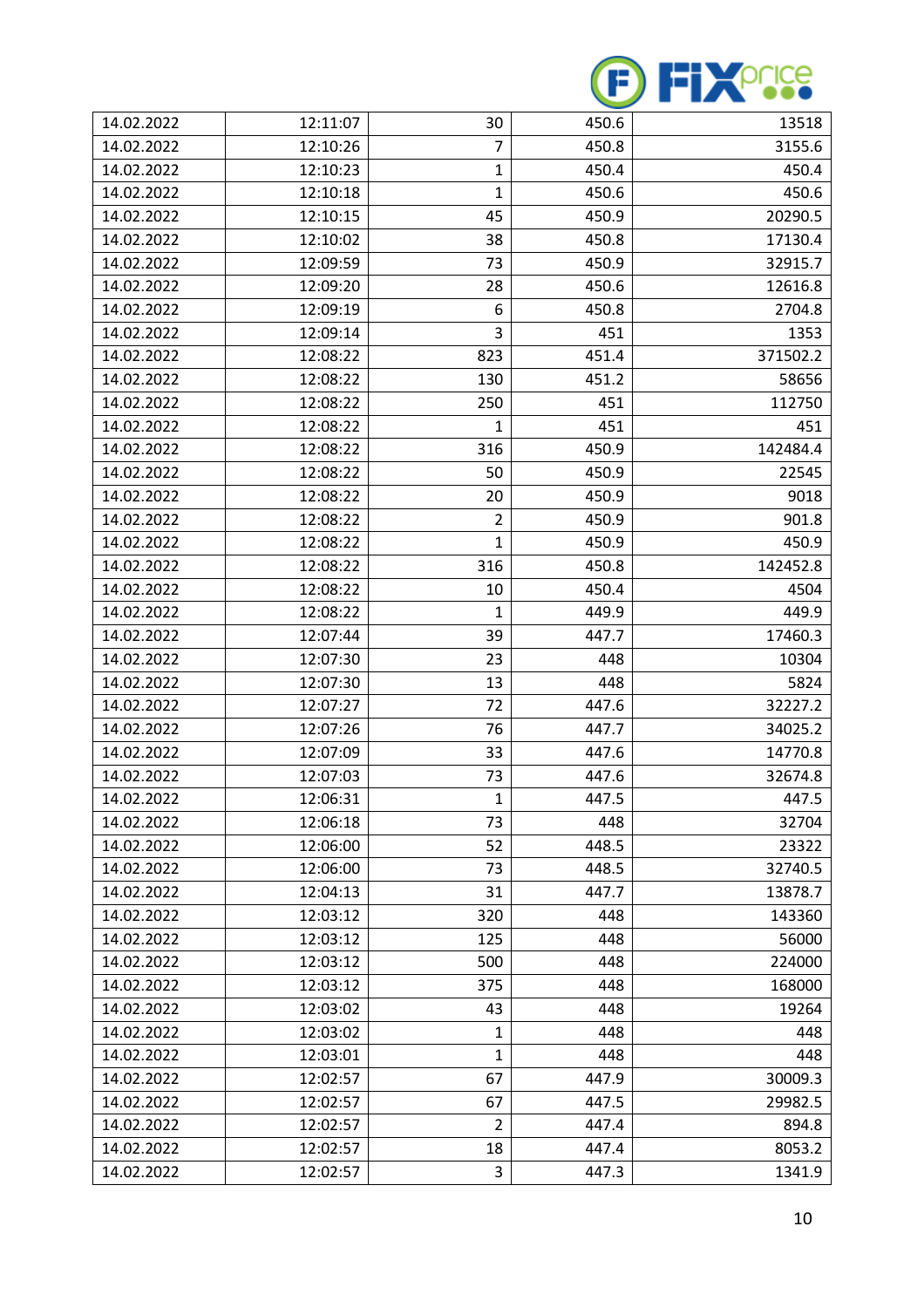| 14.02.2022 | 12:11:07 | 30 | 450.6 | 13518 |
|---|---|---|---|---|
| 14.02.2022 | 12:10:26 | 7 | 450.8 | 3155.6 |
| 14.02.2022 | 12:10:23 | 1 | 450.4 | 450.4 |
| 14.02.2022 | 12:10:18 | 1 | 450.6 | 450.6 |
| 14.02.2022 | 12:10:15 | 45 | 450.9 | 20290.5 |
| 14.02.2022 | 12:10:02 | 38 | 450.8 | 17130.4 |
| 14.02.2022 | 12:09:59 | 73 | 450.9 | 32915.7 |
| 14.02.2022 | 12:09:20 | 28 | 450.6 | 12616.8 |
| 14.02.2022 | 12:09:19 | 6 | 450.8 | 2704.8 |
| 14.02.2022 | 12:09:14 | 3 | 451 | 1353 |
| 14.02.2022 | 12:08:22 | 823 | 451.4 | 371502.2 |
| 14.02.2022 | 12:08:22 | 130 | 451.2 | 58656 |
| 14.02.2022 | 12:08:22 | 250 | 451 | 112750 |
| 14.02.2022 | 12:08:22 | 1 | 451 | 451 |
| 14.02.2022 | 12:08:22 | 316 | 450.9 | 142484.4 |
| 14.02.2022 | 12:08:22 | 50 | 450.9 | 22545 |
| 14.02.2022 | 12:08:22 | 20 | 450.9 | 9018 |
| 14.02.2022 | 12:08:22 | 2 | 450.9 | 901.8 |
| 14.02.2022 | 12:08:22 | 1 | 450.9 | 450.9 |
| 14.02.2022 | 12:08:22 | 316 | 450.8 | 142452.8 |
| 14.02.2022 | 12:08:22 | 10 | 450.4 | 4504 |
| 14.02.2022 | 12:08:22 | 1 | 449.9 | 449.9 |
| 14.02.2022 | 12:07:44 | 39 | 447.7 | 17460.3 |
| 14.02.2022 | 12:07:30 | 23 | 448 | 10304 |
| 14.02.2022 | 12:07:30 | 13 | 448 | 5824 |
| 14.02.2022 | 12:07:27 | 72 | 447.6 | 32227.2 |
| 14.02.2022 | 12:07:26 | 76 | 447.7 | 34025.2 |
| 14.02.2022 | 12:07:09 | 33 | 447.6 | 14770.8 |
| 14.02.2022 | 12:07:03 | 73 | 447.6 | 32674.8 |
| 14.02.2022 | 12:06:31 | 1 | 447.5 | 447.5 |
| 14.02.2022 | 12:06:18 | 73 | 448 | 32704 |
| 14.02.2022 | 12:06:00 | 52 | 448.5 | 23322 |
| 14.02.2022 | 12:06:00 | 73 | 448.5 | 32740.5 |
| 14.02.2022 | 12:04:13 | 31 | 447.7 | 13878.7 |
| 14.02.2022 | 12:03:12 | 320 | 448 | 143360 |
| 14.02.2022 | 12:03:12 | 125 | 448 | 56000 |
| 14.02.2022 | 12:03:12 | 500 | 448 | 224000 |
| 14.02.2022 | 12:03:12 | 375 | 448 | 168000 |
| 14.02.2022 | 12:03:02 | 43 | 448 | 19264 |
| 14.02.2022 | 12:03:02 | 1 | 448 | 448 |
| 14.02.2022 | 12:03:01 | 1 | 448 | 448 |
| 14.02.2022 | 12:02:57 | 67 | 447.9 | 30009.3 |
| 14.02.2022 | 12:02:57 | 67 | 447.5 | 29982.5 |
| 14.02.2022 | 12:02:57 | 2 | 447.4 | 894.8 |
| 14.02.2022 | 12:02:57 | 18 | 447.4 | 8053.2 |
| 14.02.2022 | 12:02:57 | 3 | 447.3 | 1341.9 |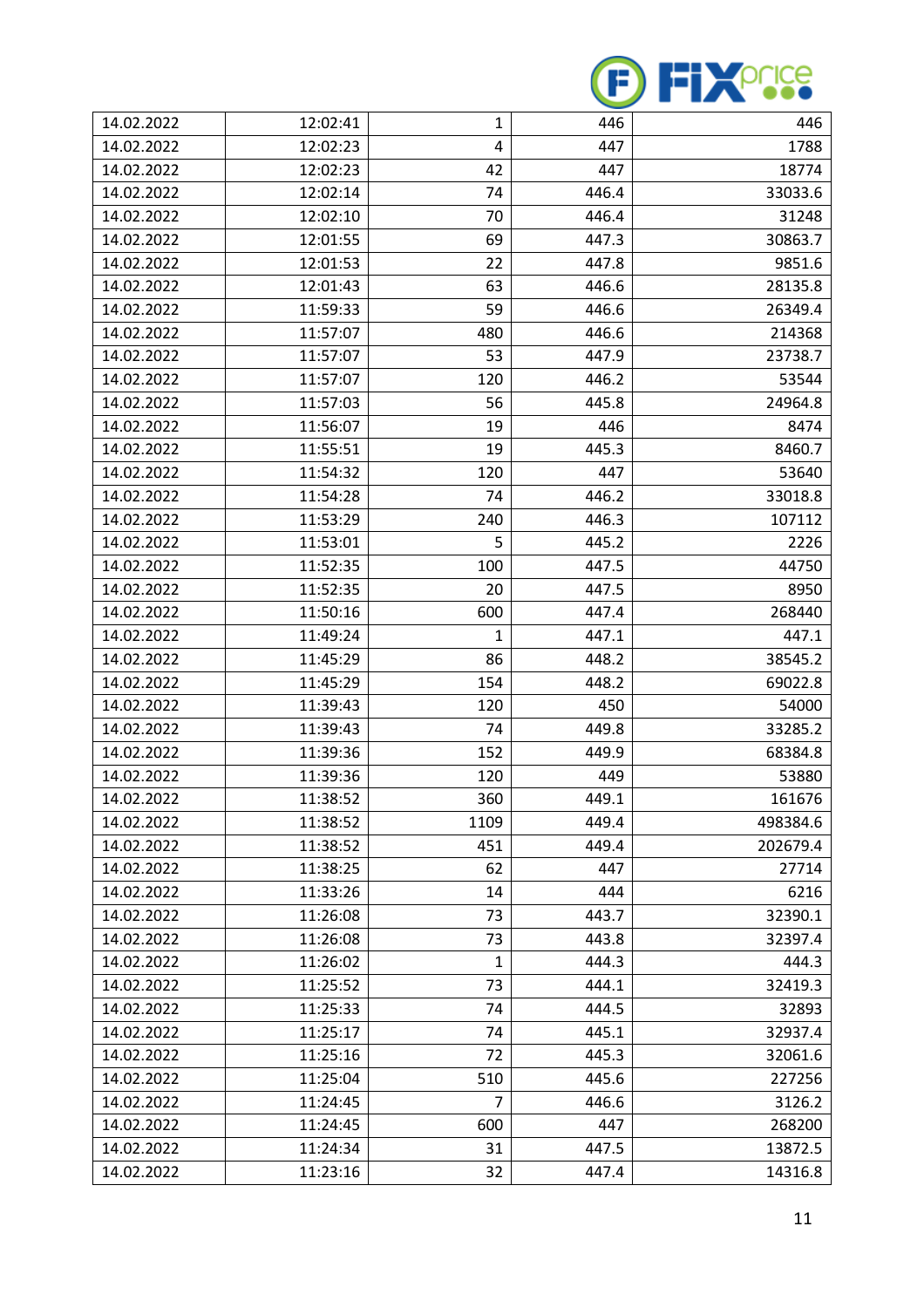| | | | | |
|---|---|---|---|---|
| 14.02.2022 | 12:02:41 | 1 | 446 | 446 |
| 14.02.2022 | 12:02:23 | 4 | 447 | 1788 |
| 14.02.2022 | 12:02:23 | 42 | 447 | 18774 |
| 14.02.2022 | 12:02:14 | 74 | 446.4 | 33033.6 |
| 14.02.2022 | 12:02:10 | 70 | 446.4 | 31248 |
| 14.02.2022 | 12:01:55 | 69 | 447.3 | 30863.7 |
| 14.02.2022 | 12:01:53 | 22 | 447.8 | 9851.6 |
| 14.02.2022 | 12:01:43 | 63 | 446.6 | 28135.8 |
| 14.02.2022 | 11:59:33 | 59 | 446.6 | 26349.4 |
| 14.02.2022 | 11:57:07 | 480 | 446.6 | 214368 |
| 14.02.2022 | 11:57:07 | 53 | 447.9 | 23738.7 |
| 14.02.2022 | 11:57:07 | 120 | 446.2 | 53544 |
| 14.02.2022 | 11:57:03 | 56 | 445.8 | 24964.8 |
| 14.02.2022 | 11:56:07 | 19 | 446 | 8474 |
| 14.02.2022 | 11:55:51 | 19 | 445.3 | 8460.7 |
| 14.02.2022 | 11:54:32 | 120 | 447 | 53640 |
| 14.02.2022 | 11:54:28 | 74 | 446.2 | 33018.8 |
| 14.02.2022 | 11:53:29 | 240 | 446.3 | 107112 |
| 14.02.2022 | 11:53:01 | 5 | 445.2 | 2226 |
| 14.02.2022 | 11:52:35 | 100 | 447.5 | 44750 |
| 14.02.2022 | 11:52:35 | 20 | 447.5 | 8950 |
| 14.02.2022 | 11:50:16 | 600 | 447.4 | 268440 |
| 14.02.2022 | 11:49:24 | 1 | 447.1 | 447.1 |
| 14.02.2022 | 11:45:29 | 86 | 448.2 | 38545.2 |
| 14.02.2022 | 11:45:29 | 154 | 448.2 | 69022.8 |
| 14.02.2022 | 11:39:43 | 120 | 450 | 54000 |
| 14.02.2022 | 11:39:43 | 74 | 449.8 | 33285.2 |
| 14.02.2022 | 11:39:36 | 152 | 449.9 | 68384.8 |
| 14.02.2022 | 11:39:36 | 120 | 449 | 53880 |
| 14.02.2022 | 11:38:52 | 360 | 449.1 | 161676 |
| 14.02.2022 | 11:38:52 | 1109 | 449.4 | 498384.6 |
| 14.02.2022 | 11:38:52 | 451 | 449.4 | 202679.4 |
| 14.02.2022 | 11:38:25 | 62 | 447 | 27714 |
| 14.02.2022 | 11:33:26 | 14 | 444 | 6216 |
| 14.02.2022 | 11:26:08 | 73 | 443.7 | 32390.1 |
| 14.02.2022 | 11:26:08 | 73 | 443.8 | 32397.4 |
| 14.02.2022 | 11:26:02 | 1 | 444.3 | 444.3 |
| 14.02.2022 | 11:25:52 | 73 | 444.1 | 32419.3 |
| 14.02.2022 | 11:25:33 | 74 | 444.5 | 32893 |
| 14.02.2022 | 11:25:17 | 74 | 445.1 | 32937.4 |
| 14.02.2022 | 11:25:16 | 72 | 445.3 | 32061.6 |
| 14.02.2022 | 11:25:04 | 510 | 445.6 | 227256 |
| 14.02.2022 | 11:24:45 | 7 | 446.6 | 3126.2 |
| 14.02.2022 | 11:24:45 | 600 | 447 | 268200 |
| 14.02.2022 | 11:24:34 | 31 | 447.5 | 13872.5 |
| 14.02.2022 | 11:23:16 | 32 | 447.4 | 14316.8 |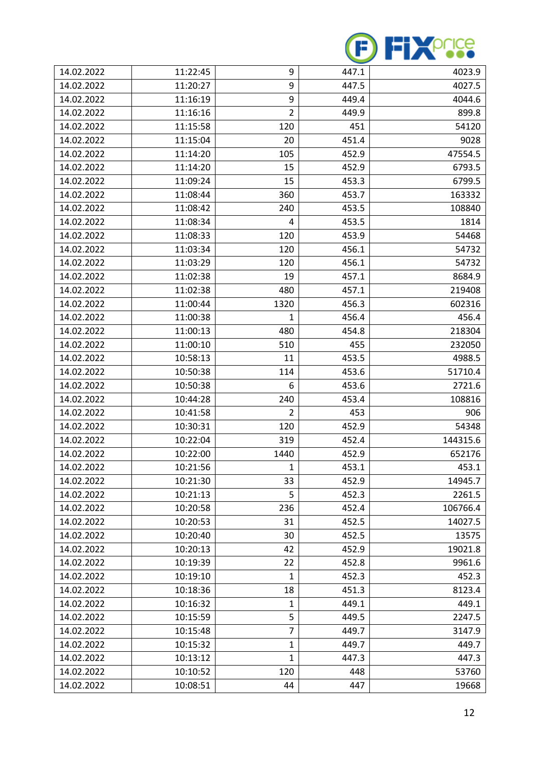| | | | | |
|---|---|---|---|---|
| 14.02.2022 | 11:22:45 | 9 | 447.1 | 4023.9 |
| 14.02.2022 | 11:20:27 | 9 | 447.5 | 4027.5 |
| 14.02.2022 | 11:16:19 | 9 | 449.4 | 4044.6 |
| 14.02.2022 | 11:16:16 | 2 | 449.9 | 899.8 |
| 14.02.2022 | 11:15:58 | 120 | 451 | 54120 |
| 14.02.2022 | 11:15:04 | 20 | 451.4 | 9028 |
| 14.02.2022 | 11:14:20 | 105 | 452.9 | 47554.5 |
| 14.02.2022 | 11:14:20 | 15 | 452.9 | 6793.5 |
| 14.02.2022 | 11:09:24 | 15 | 453.3 | 6799.5 |
| 14.02.2022 | 11:08:44 | 360 | 453.7 | 163332 |
| 14.02.2022 | 11:08:42 | 240 | 453.5 | 108840 |
| 14.02.2022 | 11:08:34 | 4 | 453.5 | 1814 |
| 14.02.2022 | 11:08:33 | 120 | 453.9 | 54468 |
| 14.02.2022 | 11:03:34 | 120 | 456.1 | 54732 |
| 14.02.2022 | 11:03:29 | 120 | 456.1 | 54732 |
| 14.02.2022 | 11:02:38 | 19 | 457.1 | 8684.9 |
| 14.02.2022 | 11:02:38 | 480 | 457.1 | 219408 |
| 14.02.2022 | 11:00:44 | 1320 | 456.3 | 602316 |
| 14.02.2022 | 11:00:38 | 1 | 456.4 | 456.4 |
| 14.02.2022 | 11:00:13 | 480 | 454.8 | 218304 |
| 14.02.2022 | 11:00:10 | 510 | 455 | 232050 |
| 14.02.2022 | 10:58:13 | 11 | 453.5 | 4988.5 |
| 14.02.2022 | 10:50:38 | 114 | 453.6 | 51710.4 |
| 14.02.2022 | 10:50:38 | 6 | 453.6 | 2721.6 |
| 14.02.2022 | 10:44:28 | 240 | 453.4 | 108816 |
| 14.02.2022 | 10:41:58 | 2 | 453 | 906 |
| 14.02.2022 | 10:30:31 | 120 | 452.9 | 54348 |
| 14.02.2022 | 10:22:04 | 319 | 452.4 | 144315.6 |
| 14.02.2022 | 10:22:00 | 1440 | 452.9 | 652176 |
| 14.02.2022 | 10:21:56 | 1 | 453.1 | 453.1 |
| 14.02.2022 | 10:21:30 | 33 | 452.9 | 14945.7 |
| 14.02.2022 | 10:21:13 | 5 | 452.3 | 2261.5 |
| 14.02.2022 | 10:20:58 | 236 | 452.4 | 106766.4 |
| 14.02.2022 | 10:20:53 | 31 | 452.5 | 14027.5 |
| 14.02.2022 | 10:20:40 | 30 | 452.5 | 13575 |
| 14.02.2022 | 10:20:13 | 42 | 452.9 | 19021.8 |
| 14.02.2022 | 10:19:39 | 22 | 452.8 | 9961.6 |
| 14.02.2022 | 10:19:10 | 1 | 452.3 | 452.3 |
| 14.02.2022 | 10:18:36 | 18 | 451.3 | 8123.4 |
| 14.02.2022 | 10:16:32 | 1 | 449.1 | 449.1 |
| 14.02.2022 | 10:15:59 | 5 | 449.5 | 2247.5 |
| 14.02.2022 | 10:15:48 | 7 | 449.7 | 3147.9 |
| 14.02.2022 | 10:15:32 | 1 | 449.7 | 449.7 |
| 14.02.2022 | 10:13:12 | 1 | 447.3 | 447.3 |
| 14.02.2022 | 10:10:52 | 120 | 448 | 53760 |
| 14.02.2022 | 10:08:51 | 44 | 447 | 19668 |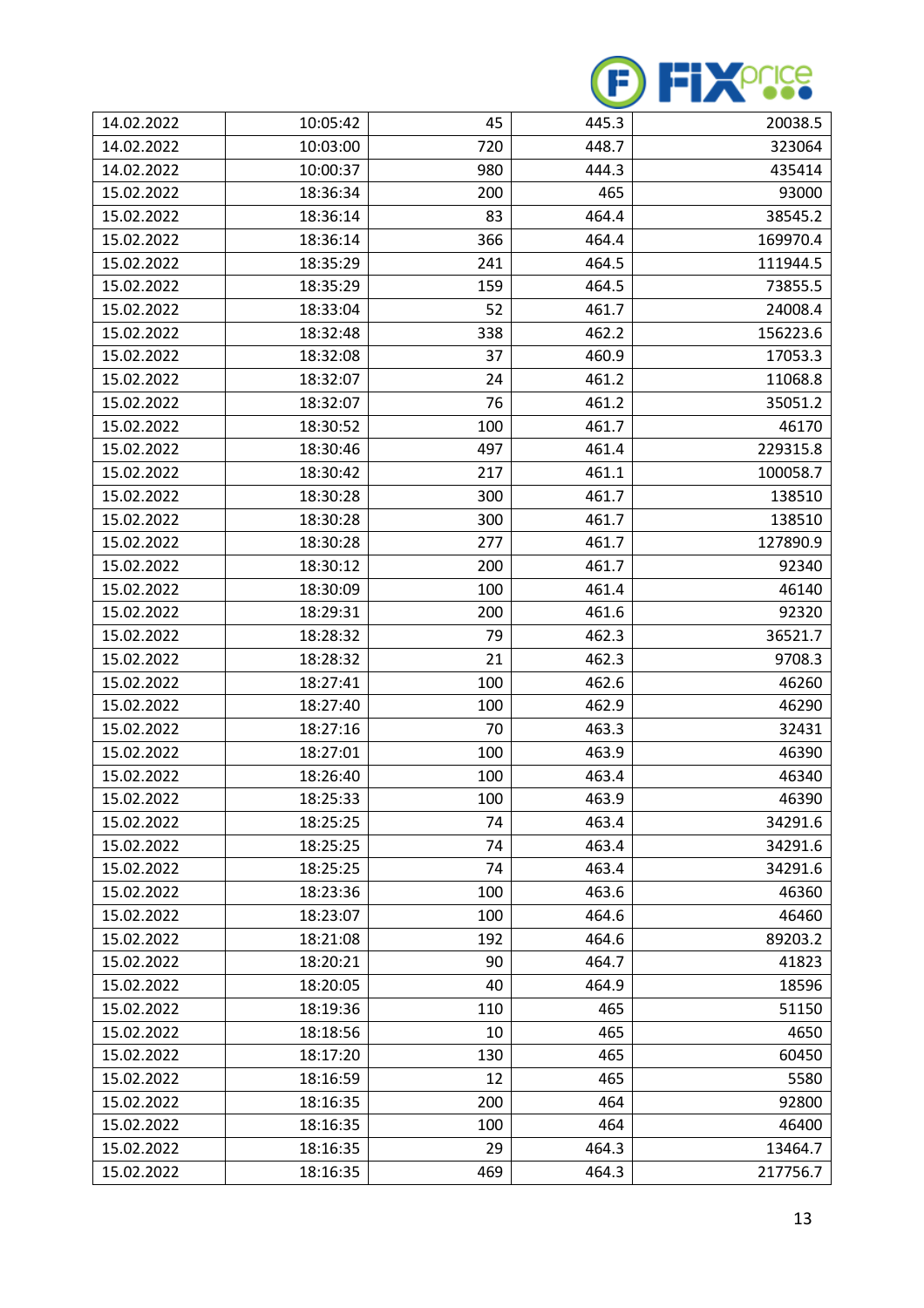| 14.02.2022 | 10:05:42 | 45 | 445.3 | 20038.5 |
|---|---|---|---|---|
| 14.02.2022 | 10:03:00 | 720 | 448.7 | 323064 |
| 14.02.2022 | 10:00:37 | 980 | 444.3 | 435414 |
| 15.02.2022 | 18:36:34 | 200 | 465 | 93000 |
| 15.02.2022 | 18:36:14 | 83 | 464.4 | 38545.2 |
| 15.02.2022 | 18:36:14 | 366 | 464.4 | 169970.4 |
| 15.02.2022 | 18:35:29 | 241 | 464.5 | 111944.5 |
| 15.02.2022 | 18:35:29 | 159 | 464.5 | 73855.5 |
| 15.02.2022 | 18:33:04 | 52 | 461.7 | 24008.4 |
| 15.02.2022 | 18:32:48 | 338 | 462.2 | 156223.6 |
| 15.02.2022 | 18:32:08 | 37 | 460.9 | 17053.3 |
| 15.02.2022 | 18:32:07 | 24 | 461.2 | 11068.8 |
| 15.02.2022 | 18:32:07 | 76 | 461.2 | 35051.2 |
| 15.02.2022 | 18:30:52 | 100 | 461.7 | 46170 |
| 15.02.2022 | 18:30:46 | 497 | 461.4 | 229315.8 |
| 15.02.2022 | 18:30:42 | 217 | 461.1 | 100058.7 |
| 15.02.2022 | 18:30:28 | 300 | 461.7 | 138510 |
| 15.02.2022 | 18:30:28 | 300 | 461.7 | 138510 |
| 15.02.2022 | 18:30:28 | 277 | 461.7 | 127890.9 |
| 15.02.2022 | 18:30:12 | 200 | 461.7 | 92340 |
| 15.02.2022 | 18:30:09 | 100 | 461.4 | 46140 |
| 15.02.2022 | 18:29:31 | 200 | 461.6 | 92320 |
| 15.02.2022 | 18:28:32 | 79 | 462.3 | 36521.7 |
| 15.02.2022 | 18:28:32 | 21 | 462.3 | 9708.3 |
| 15.02.2022 | 18:27:41 | 100 | 462.6 | 46260 |
| 15.02.2022 | 18:27:40 | 100 | 462.9 | 46290 |
| 15.02.2022 | 18:27:16 | 70 | 463.3 | 32431 |
| 15.02.2022 | 18:27:01 | 100 | 463.9 | 46390 |
| 15.02.2022 | 18:26:40 | 100 | 463.4 | 46340 |
| 15.02.2022 | 18:25:33 | 100 | 463.9 | 46390 |
| 15.02.2022 | 18:25:25 | 74 | 463.4 | 34291.6 |
| 15.02.2022 | 18:25:25 | 74 | 463.4 | 34291.6 |
| 15.02.2022 | 18:25:25 | 74 | 463.4 | 34291.6 |
| 15.02.2022 | 18:23:36 | 100 | 463.6 | 46360 |
| 15.02.2022 | 18:23:07 | 100 | 464.6 | 46460 |
| 15.02.2022 | 18:21:08 | 192 | 464.6 | 89203.2 |
| 15.02.2022 | 18:20:21 | 90 | 464.7 | 41823 |
| 15.02.2022 | 18:20:05 | 40 | 464.9 | 18596 |
| 15.02.2022 | 18:19:36 | 110 | 465 | 51150 |
| 15.02.2022 | 18:18:56 | 10 | 465 | 4650 |
| 15.02.2022 | 18:17:20 | 130 | 465 | 60450 |
| 15.02.2022 | 18:16:59 | 12 | 465 | 5580 |
| 15.02.2022 | 18:16:35 | 200 | 464 | 92800 |
| 15.02.2022 | 18:16:35 | 100 | 464 | 46400 |
| 15.02.2022 | 18:16:35 | 29 | 464.3 | 13464.7 |
| 15.02.2022 | 18:16:35 | 469 | 464.3 | 217756.7 |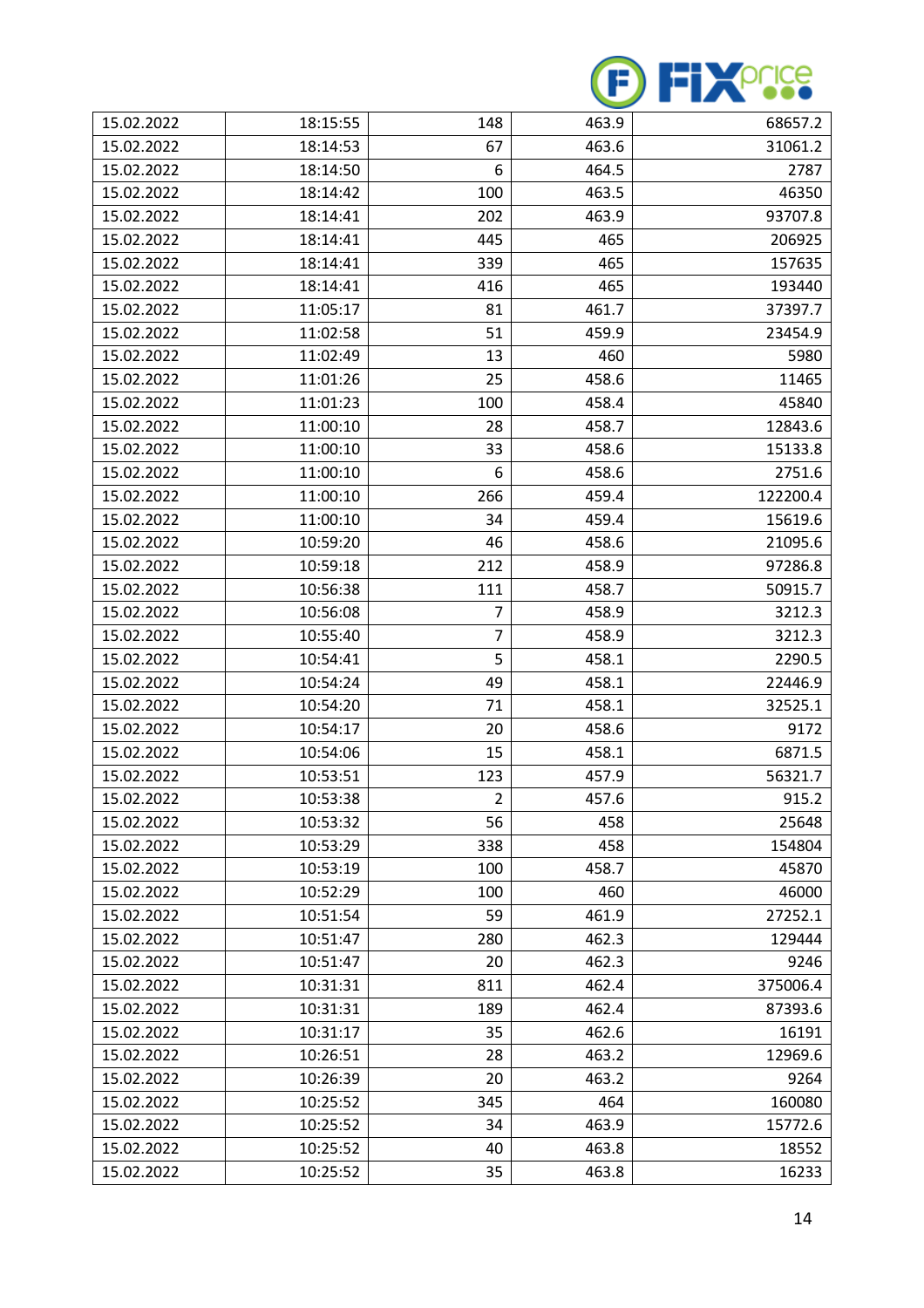| 15.02.2022 | 18:15:55 | 148 | 463.9 | 68657.2 |
|---|---|---|---|---|
| 15.02.2022 | 18:14:53 | 67 | 463.6 | 31061.2 |
| 15.02.2022 | 18:14:50 | 6 | 464.5 | 2787 |
| 15.02.2022 | 18:14:42 | 100 | 463.5 | 46350 |
| 15.02.2022 | 18:14:41 | 202 | 463.9 | 93707.8 |
| 15.02.2022 | 18:14:41 | 445 | 465 | 206925 |
| 15.02.2022 | 18:14:41 | 339 | 465 | 157635 |
| 15.02.2022 | 18:14:41 | 416 | 465 | 193440 |
| 15.02.2022 | 11:05:17 | 81 | 461.7 | 37397.7 |
| 15.02.2022 | 11:02:58 | 51 | 459.9 | 23454.9 |
| 15.02.2022 | 11:02:49 | 13 | 460 | 5980 |
| 15.02.2022 | 11:01:26 | 25 | 458.6 | 11465 |
| 15.02.2022 | 11:01:23 | 100 | 458.4 | 45840 |
| 15.02.2022 | 11:00:10 | 28 | 458.7 | 12843.6 |
| 15.02.2022 | 11:00:10 | 33 | 458.6 | 15133.8 |
| 15.02.2022 | 11:00:10 | 6 | 458.6 | 2751.6 |
| 15.02.2022 | 11:00:10 | 266 | 459.4 | 122200.4 |
| 15.02.2022 | 11:00:10 | 34 | 459.4 | 15619.6 |
| 15.02.2022 | 10:59:20 | 46 | 458.6 | 21095.6 |
| 15.02.2022 | 10:59:18 | 212 | 458.9 | 97286.8 |
| 15.02.2022 | 10:56:38 | 111 | 458.7 | 50915.7 |
| 15.02.2022 | 10:56:08 | 7 | 458.9 | 3212.3 |
| 15.02.2022 | 10:55:40 | 7 | 458.9 | 3212.3 |
| 15.02.2022 | 10:54:41 | 5 | 458.1 | 2290.5 |
| 15.02.2022 | 10:54:24 | 49 | 458.1 | 22446.9 |
| 15.02.2022 | 10:54:20 | 71 | 458.1 | 32525.1 |
| 15.02.2022 | 10:54:17 | 20 | 458.6 | 9172 |
| 15.02.2022 | 10:54:06 | 15 | 458.1 | 6871.5 |
| 15.02.2022 | 10:53:51 | 123 | 457.9 | 56321.7 |
| 15.02.2022 | 10:53:38 | 2 | 457.6 | 915.2 |
| 15.02.2022 | 10:53:32 | 56 | 458 | 25648 |
| 15.02.2022 | 10:53:29 | 338 | 458 | 154804 |
| 15.02.2022 | 10:53:19 | 100 | 458.7 | 45870 |
| 15.02.2022 | 10:52:29 | 100 | 460 | 46000 |
| 15.02.2022 | 10:51:54 | 59 | 461.9 | 27252.1 |
| 15.02.2022 | 10:51:47 | 280 | 462.3 | 129444 |
| 15.02.2022 | 10:51:47 | 20 | 462.3 | 9246 |
| 15.02.2022 | 10:31:31 | 811 | 462.4 | 375006.4 |
| 15.02.2022 | 10:31:31 | 189 | 462.4 | 87393.6 |
| 15.02.2022 | 10:31:17 | 35 | 462.6 | 16191 |
| 15.02.2022 | 10:26:51 | 28 | 463.2 | 12969.6 |
| 15.02.2022 | 10:26:39 | 20 | 463.2 | 9264 |
| 15.02.2022 | 10:25:52 | 345 | 464 | 160080 |
| 15.02.2022 | 10:25:52 | 34 | 463.9 | 15772.6 |
| 15.02.2022 | 10:25:52 | 40 | 463.8 | 18552 |
| 15.02.2022 | 10:25:52 | 35 | 463.8 | 16233 |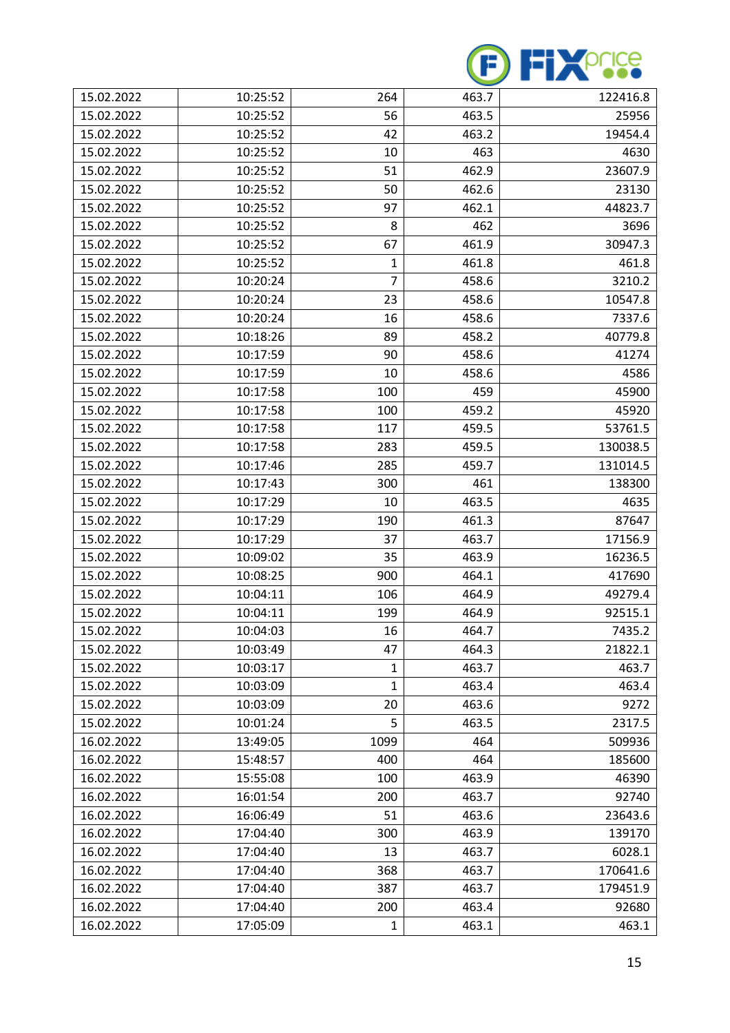| 15.02.2022 | 10:25:52 | 264 | 463.7 | 122416.8 |
|---|---|---|---|---|
| 15.02.2022 | 10:25:52 | 56 | 463.5 | 25956 |
| 15.02.2022 | 10:25:52 | 42 | 463.2 | 19454.4 |
| 15.02.2022 | 10:25:52 | 10 | 463 | 4630 |
| 15.02.2022 | 10:25:52 | 51 | 462.9 | 23607.9 |
| 15.02.2022 | 10:25:52 | 50 | 462.6 | 23130 |
| 15.02.2022 | 10:25:52 | 97 | 462.1 | 44823.7 |
| 15.02.2022 | 10:25:52 | 8 | 462 | 3696 |
| 15.02.2022 | 10:25:52 | 67 | 461.9 | 30947.3 |
| 15.02.2022 | 10:25:52 | 1 | 461.8 | 461.8 |
| 15.02.2022 | 10:20:24 | 7 | 458.6 | 3210.2 |
| 15.02.2022 | 10:20:24 | 23 | 458.6 | 10547.8 |
| 15.02.2022 | 10:20:24 | 16 | 458.6 | 7337.6 |
| 15.02.2022 | 10:18:26 | 89 | 458.2 | 40779.8 |
| 15.02.2022 | 10:17:59 | 90 | 458.6 | 41274 |
| 15.02.2022 | 10:17:59 | 10 | 458.6 | 4586 |
| 15.02.2022 | 10:17:58 | 100 | 459 | 45900 |
| 15.02.2022 | 10:17:58 | 100 | 459.2 | 45920 |
| 15.02.2022 | 10:17:58 | 117 | 459.5 | 53761.5 |
| 15.02.2022 | 10:17:58 | 283 | 459.5 | 130038.5 |
| 15.02.2022 | 10:17:46 | 285 | 459.7 | 131014.5 |
| 15.02.2022 | 10:17:43 | 300 | 461 | 138300 |
| 15.02.2022 | 10:17:29 | 10 | 463.5 | 4635 |
| 15.02.2022 | 10:17:29 | 190 | 461.3 | 87647 |
| 15.02.2022 | 10:17:29 | 37 | 463.7 | 17156.9 |
| 15.02.2022 | 10:09:02 | 35 | 463.9 | 16236.5 |
| 15.02.2022 | 10:08:25 | 900 | 464.1 | 417690 |
| 15.02.2022 | 10:04:11 | 106 | 464.9 | 49279.4 |
| 15.02.2022 | 10:04:11 | 199 | 464.9 | 92515.1 |
| 15.02.2022 | 10:04:03 | 16 | 464.7 | 7435.2 |
| 15.02.2022 | 10:03:49 | 47 | 464.3 | 21822.1 |
| 15.02.2022 | 10:03:17 | 1 | 463.7 | 463.7 |
| 15.02.2022 | 10:03:09 | 1 | 463.4 | 463.4 |
| 15.02.2022 | 10:03:09 | 20 | 463.6 | 9272 |
| 15.02.2022 | 10:01:24 | 5 | 463.5 | 2317.5 |
| 16.02.2022 | 13:49:05 | 1099 | 464 | 509936 |
| 16.02.2022 | 15:48:57 | 400 | 464 | 185600 |
| 16.02.2022 | 15:55:08 | 100 | 463.9 | 46390 |
| 16.02.2022 | 16:01:54 | 200 | 463.7 | 92740 |
| 16.02.2022 | 16:06:49 | 51 | 463.6 | 23643.6 |
| 16.02.2022 | 17:04:40 | 300 | 463.9 | 139170 |
| 16.02.2022 | 17:04:40 | 13 | 463.7 | 6028.1 |
| 16.02.2022 | 17:04:40 | 368 | 463.7 | 170641.6 |
| 16.02.2022 | 17:04:40 | 387 | 463.7 | 179451.9 |
| 16.02.2022 | 17:04:40 | 200 | 463.4 | 92680 |
| 16.02.2022 | 17:05:09 | 1 | 463.1 | 463.1 |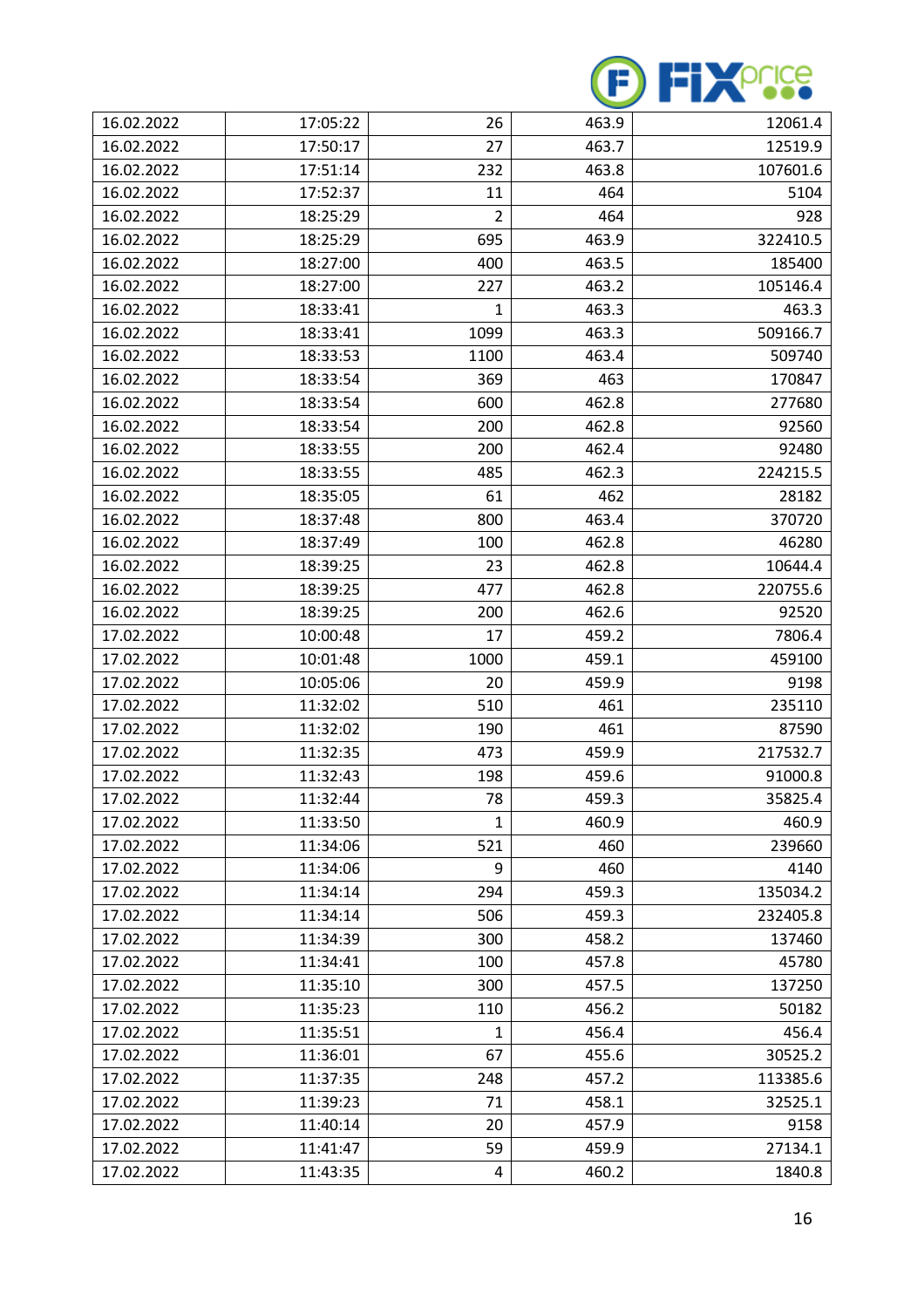| | | | | |
|---|---|---|---|---|
| 16.02.2022 | 17:05:22 | 26 | 463.9 | 12061.4 |
| 16.02.2022 | 17:50:17 | 27 | 463.7 | 12519.9 |
| 16.02.2022 | 17:51:14 | 232 | 463.8 | 107601.6 |
| 16.02.2022 | 17:52:37 | 11 | 464 | 5104 |
| 16.02.2022 | 18:25:29 | 2 | 464 | 928 |
| 16.02.2022 | 18:25:29 | 695 | 463.9 | 322410.5 |
| 16.02.2022 | 18:27:00 | 400 | 463.5 | 185400 |
| 16.02.2022 | 18:27:00 | 227 | 463.2 | 105146.4 |
| 16.02.2022 | 18:33:41 | 1 | 463.3 | 463.3 |
| 16.02.2022 | 18:33:41 | 1099 | 463.3 | 509166.7 |
| 16.02.2022 | 18:33:53 | 1100 | 463.4 | 509740 |
| 16.02.2022 | 18:33:54 | 369 | 463 | 170847 |
| 16.02.2022 | 18:33:54 | 600 | 462.8 | 277680 |
| 16.02.2022 | 18:33:54 | 200 | 462.8 | 92560 |
| 16.02.2022 | 18:33:55 | 200 | 462.4 | 92480 |
| 16.02.2022 | 18:33:55 | 485 | 462.3 | 224215.5 |
| 16.02.2022 | 18:35:05 | 61 | 462 | 28182 |
| 16.02.2022 | 18:37:48 | 800 | 463.4 | 370720 |
| 16.02.2022 | 18:37:49 | 100 | 462.8 | 46280 |
| 16.02.2022 | 18:39:25 | 23 | 462.8 | 10644.4 |
| 16.02.2022 | 18:39:25 | 477 | 462.8 | 220755.6 |
| 16.02.2022 | 18:39:25 | 200 | 462.6 | 92520 |
| 17.02.2022 | 10:00:48 | 17 | 459.2 | 7806.4 |
| 17.02.2022 | 10:01:48 | 1000 | 459.1 | 459100 |
| 17.02.2022 | 10:05:06 | 20 | 459.9 | 9198 |
| 17.02.2022 | 11:32:02 | 510 | 461 | 235110 |
| 17.02.2022 | 11:32:02 | 190 | 461 | 87590 |
| 17.02.2022 | 11:32:35 | 473 | 459.9 | 217532.7 |
| 17.02.2022 | 11:32:43 | 198 | 459.6 | 91000.8 |
| 17.02.2022 | 11:32:44 | 78 | 459.3 | 35825.4 |
| 17.02.2022 | 11:33:50 | 1 | 460.9 | 460.9 |
| 17.02.2022 | 11:34:06 | 521 | 460 | 239660 |
| 17.02.2022 | 11:34:06 | 9 | 460 | 4140 |
| 17.02.2022 | 11:34:14 | 294 | 459.3 | 135034.2 |
| 17.02.2022 | 11:34:14 | 506 | 459.3 | 232405.8 |
| 17.02.2022 | 11:34:39 | 300 | 458.2 | 137460 |
| 17.02.2022 | 11:34:41 | 100 | 457.8 | 45780 |
| 17.02.2022 | 11:35:10 | 300 | 457.5 | 137250 |
| 17.02.2022 | 11:35:23 | 110 | 456.2 | 50182 |
| 17.02.2022 | 11:35:51 | 1 | 456.4 | 456.4 |
| 17.02.2022 | 11:36:01 | 67 | 455.6 | 30525.2 |
| 17.02.2022 | 11:37:35 | 248 | 457.2 | 113385.6 |
| 17.02.2022 | 11:39:23 | 71 | 458.1 | 32525.1 |
| 17.02.2022 | 11:40:14 | 20 | 457.9 | 9158 |
| 17.02.2022 | 11:41:47 | 59 | 459.9 | 27134.1 |
| 17.02.2022 | 11:43:35 | 4 | 460.2 | 1840.8 |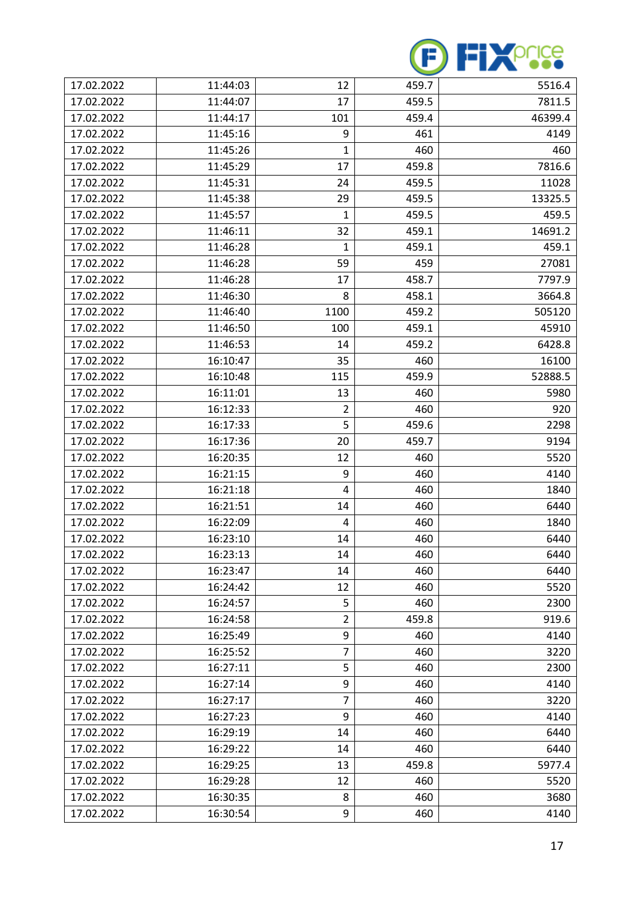| | | | | |
|---|---|---|---|---|
| 17.02.2022 | 11:44:03 | 12 | 459.7 | 5516.4 |
| 17.02.2022 | 11:44:07 | 17 | 459.5 | 7811.5 |
| 17.02.2022 | 11:44:17 | 101 | 459.4 | 46399.4 |
| 17.02.2022 | 11:45:16 | 9 | 461 | 4149 |
| 17.02.2022 | 11:45:26 | 1 | 460 | 460 |
| 17.02.2022 | 11:45:29 | 17 | 459.8 | 7816.6 |
| 17.02.2022 | 11:45:31 | 24 | 459.5 | 11028 |
| 17.02.2022 | 11:45:38 | 29 | 459.5 | 13325.5 |
| 17.02.2022 | 11:45:57 | 1 | 459.5 | 459.5 |
| 17.02.2022 | 11:46:11 | 32 | 459.1 | 14691.2 |
| 17.02.2022 | 11:46:28 | 1 | 459.1 | 459.1 |
| 17.02.2022 | 11:46:28 | 59 | 459 | 27081 |
| 17.02.2022 | 11:46:28 | 17 | 458.7 | 7797.9 |
| 17.02.2022 | 11:46:30 | 8 | 458.1 | 3664.8 |
| 17.02.2022 | 11:46:40 | 1100 | 459.2 | 505120 |
| 17.02.2022 | 11:46:50 | 100 | 459.1 | 45910 |
| 17.02.2022 | 11:46:53 | 14 | 459.2 | 6428.8 |
| 17.02.2022 | 16:10:47 | 35 | 460 | 16100 |
| 17.02.2022 | 16:10:48 | 115 | 459.9 | 52888.5 |
| 17.02.2022 | 16:11:01 | 13 | 460 | 5980 |
| 17.02.2022 | 16:12:33 | 2 | 460 | 920 |
| 17.02.2022 | 16:17:33 | 5 | 459.6 | 2298 |
| 17.02.2022 | 16:17:36 | 20 | 459.7 | 9194 |
| 17.02.2022 | 16:20:35 | 12 | 460 | 5520 |
| 17.02.2022 | 16:21:15 | 9 | 460 | 4140 |
| 17.02.2022 | 16:21:18 | 4 | 460 | 1840 |
| 17.02.2022 | 16:21:51 | 14 | 460 | 6440 |
| 17.02.2022 | 16:22:09 | 4 | 460 | 1840 |
| 17.02.2022 | 16:23:10 | 14 | 460 | 6440 |
| 17.02.2022 | 16:23:13 | 14 | 460 | 6440 |
| 17.02.2022 | 16:23:47 | 14 | 460 | 6440 |
| 17.02.2022 | 16:24:42 | 12 | 460 | 5520 |
| 17.02.2022 | 16:24:57 | 5 | 460 | 2300 |
| 17.02.2022 | 16:24:58 | 2 | 459.8 | 919.6 |
| 17.02.2022 | 16:25:49 | 9 | 460 | 4140 |
| 17.02.2022 | 16:25:52 | 7 | 460 | 3220 |
| 17.02.2022 | 16:27:11 | 5 | 460 | 2300 |
| 17.02.2022 | 16:27:14 | 9 | 460 | 4140 |
| 17.02.2022 | 16:27:17 | 7 | 460 | 3220 |
| 17.02.2022 | 16:27:23 | 9 | 460 | 4140 |
| 17.02.2022 | 16:29:19 | 14 | 460 | 6440 |
| 17.02.2022 | 16:29:22 | 14 | 460 | 6440 |
| 17.02.2022 | 16:29:25 | 13 | 459.8 | 5977.4 |
| 17.02.2022 | 16:29:28 | 12 | 460 | 5520 |
| 17.02.2022 | 16:30:35 | 8 | 460 | 3680 |
| 17.02.2022 | 16:30:54 | 9 | 460 | 4140 |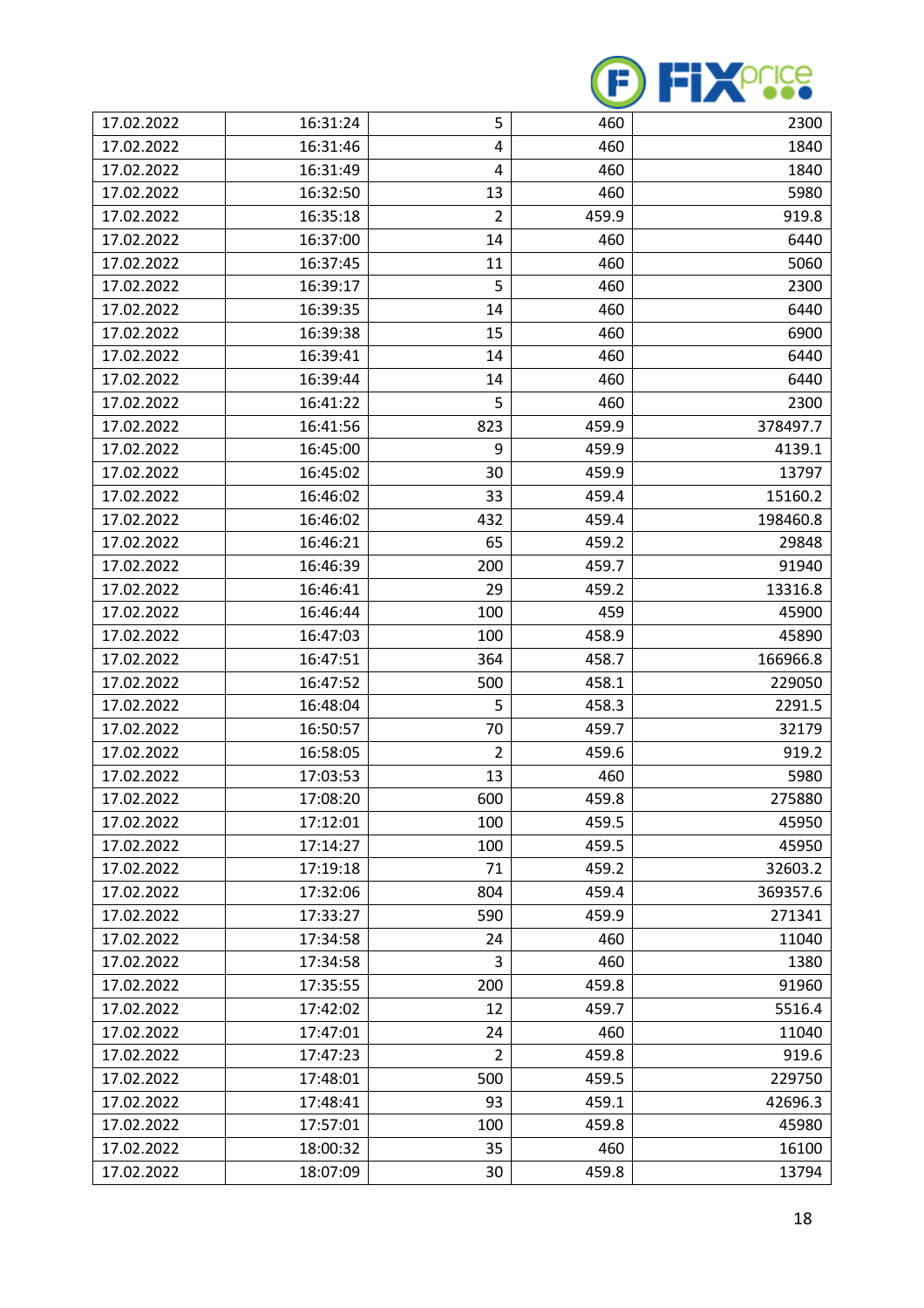| 17.02.2022 | 16:31:24 | 5 | 460 | 2300 |
|---|---|---|---|---|
| 17.02.2022 | 16:31:46 | 4 | 460 | 1840 |
| 17.02.2022 | 16:31:49 | 4 | 460 | 1840 |
| 17.02.2022 | 16:32:50 | 13 | 460 | 5980 |
| 17.02.2022 | 16:35:18 | 2 | 459.9 | 919.8 |
| 17.02.2022 | 16:37:00 | 14 | 460 | 6440 |
| 17.02.2022 | 16:37:45 | 11 | 460 | 5060 |
| 17.02.2022 | 16:39:17 | 5 | 460 | 2300 |
| 17.02.2022 | 16:39:35 | 14 | 460 | 6440 |
| 17.02.2022 | 16:39:38 | 15 | 460 | 6900 |
| 17.02.2022 | 16:39:41 | 14 | 460 | 6440 |
| 17.02.2022 | 16:39:44 | 14 | 460 | 6440 |
| 17.02.2022 | 16:41:22 | 5 | 460 | 2300 |
| 17.02.2022 | 16:41:56 | 823 | 459.9 | 378497.7 |
| 17.02.2022 | 16:45:00 | 9 | 459.9 | 4139.1 |
| 17.02.2022 | 16:45:02 | 30 | 459.9 | 13797 |
| 17.02.2022 | 16:46:02 | 33 | 459.4 | 15160.2 |
| 17.02.2022 | 16:46:02 | 432 | 459.4 | 198460.8 |
| 17.02.2022 | 16:46:21 | 65 | 459.2 | 29848 |
| 17.02.2022 | 16:46:39 | 200 | 459.7 | 91940 |
| 17.02.2022 | 16:46:41 | 29 | 459.2 | 13316.8 |
| 17.02.2022 | 16:46:44 | 100 | 459 | 45900 |
| 17.02.2022 | 16:47:03 | 100 | 458.9 | 45890 |
| 17.02.2022 | 16:47:51 | 364 | 458.7 | 166966.8 |
| 17.02.2022 | 16:47:52 | 500 | 458.1 | 229050 |
| 17.02.2022 | 16:48:04 | 5 | 458.3 | 2291.5 |
| 17.02.2022 | 16:50:57 | 70 | 459.7 | 32179 |
| 17.02.2022 | 16:58:05 | 2 | 459.6 | 919.2 |
| 17.02.2022 | 17:03:53 | 13 | 460 | 5980 |
| 17.02.2022 | 17:08:20 | 600 | 459.8 | 275880 |
| 17.02.2022 | 17:12:01 | 100 | 459.5 | 45950 |
| 17.02.2022 | 17:14:27 | 100 | 459.5 | 45950 |
| 17.02.2022 | 17:19:18 | 71 | 459.2 | 32603.2 |
| 17.02.2022 | 17:32:06 | 804 | 459.4 | 369357.6 |
| 17.02.2022 | 17:33:27 | 590 | 459.9 | 271341 |
| 17.02.2022 | 17:34:58 | 24 | 460 | 11040 |
| 17.02.2022 | 17:34:58 | 3 | 460 | 1380 |
| 17.02.2022 | 17:35:55 | 200 | 459.8 | 91960 |
| 17.02.2022 | 17:42:02 | 12 | 459.7 | 5516.4 |
| 17.02.2022 | 17:47:01 | 24 | 460 | 11040 |
| 17.02.2022 | 17:47:23 | 2 | 459.8 | 919.6 |
| 17.02.2022 | 17:48:01 | 500 | 459.5 | 229750 |
| 17.02.2022 | 17:48:41 | 93 | 459.1 | 42696.3 |
| 17.02.2022 | 17:57:01 | 100 | 459.8 | 45980 |
| 17.02.2022 | 18:00:32 | 35 | 460 | 16100 |
| 17.02.2022 | 18:07:09 | 30 | 459.8 | 13794 |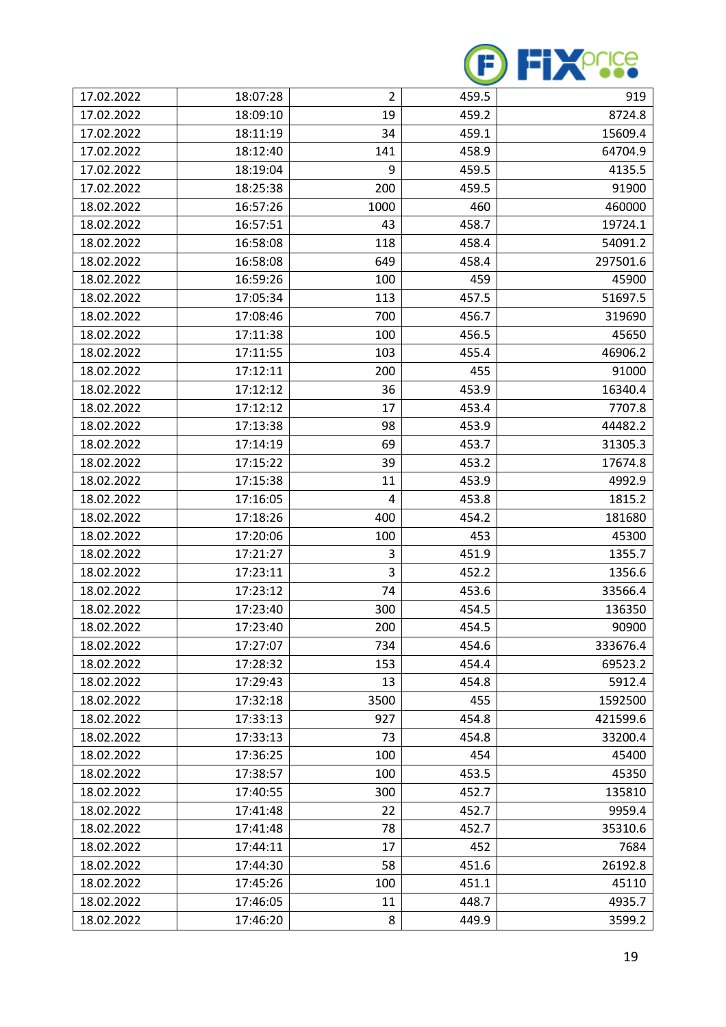| 17.02.2022 | 18:07:28 | 2 | 459.5 | 919 |
|---|---|---|---|---|
| 17.02.2022 | 18:09:10 | 19 | 459.2 | 8724.8 |
| 17.02.2022 | 18:11:19 | 34 | 459.1 | 15609.4 |
| 17.02.2022 | 18:12:40 | 141 | 458.9 | 64704.9 |
| 17.02.2022 | 18:19:04 | 9 | 459.5 | 4135.5 |
| 17.02.2022 | 18:25:38 | 200 | 459.5 | 91900 |
| 18.02.2022 | 16:57:26 | 1000 | 460 | 460000 |
| 18.02.2022 | 16:57:51 | 43 | 458.7 | 19724.1 |
| 18.02.2022 | 16:58:08 | 118 | 458.4 | 54091.2 |
| 18.02.2022 | 16:58:08 | 649 | 458.4 | 297501.6 |
| 18.02.2022 | 16:59:26 | 100 | 459 | 45900 |
| 18.02.2022 | 17:05:34 | 113 | 457.5 | 51697.5 |
| 18.02.2022 | 17:08:46 | 700 | 456.7 | 319690 |
| 18.02.2022 | 17:11:38 | 100 | 456.5 | 45650 |
| 18.02.2022 | 17:11:55 | 103 | 455.4 | 46906.2 |
| 18.02.2022 | 17:12:11 | 200 | 455 | 91000 |
| 18.02.2022 | 17:12:12 | 36 | 453.9 | 16340.4 |
| 18.02.2022 | 17:12:12 | 17 | 453.4 | 7707.8 |
| 18.02.2022 | 17:13:38 | 98 | 453.9 | 44482.2 |
| 18.02.2022 | 17:14:19 | 69 | 453.7 | 31305.3 |
| 18.02.2022 | 17:15:22 | 39 | 453.2 | 17674.8 |
| 18.02.2022 | 17:15:38 | 11 | 453.9 | 4992.9 |
| 18.02.2022 | 17:16:05 | 4 | 453.8 | 1815.2 |
| 18.02.2022 | 17:18:26 | 400 | 454.2 | 181680 |
| 18.02.2022 | 17:20:06 | 100 | 453 | 45300 |
| 18.02.2022 | 17:21:27 | 3 | 451.9 | 1355.7 |
| 18.02.2022 | 17:23:11 | 3 | 452.2 | 1356.6 |
| 18.02.2022 | 17:23:12 | 74 | 453.6 | 33566.4 |
| 18.02.2022 | 17:23:40 | 300 | 454.5 | 136350 |
| 18.02.2022 | 17:23:40 | 200 | 454.5 | 90900 |
| 18.02.2022 | 17:27:07 | 734 | 454.6 | 333676.4 |
| 18.02.2022 | 17:28:32 | 153 | 454.4 | 69523.2 |
| 18.02.2022 | 17:29:43 | 13 | 454.8 | 5912.4 |
| 18.02.2022 | 17:32:18 | 3500 | 455 | 1592500 |
| 18.02.2022 | 17:33:13 | 927 | 454.8 | 421599.6 |
| 18.02.2022 | 17:33:13 | 73 | 454.8 | 33200.4 |
| 18.02.2022 | 17:36:25 | 100 | 454 | 45400 |
| 18.02.2022 | 17:38:57 | 100 | 453.5 | 45350 |
| 18.02.2022 | 17:40:55 | 300 | 452.7 | 135810 |
| 18.02.2022 | 17:41:48 | 22 | 452.7 | 9959.4 |
| 18.02.2022 | 17:41:48 | 78 | 452.7 | 35310.6 |
| 18.02.2022 | 17:44:11 | 17 | 452 | 7684 |
| 18.02.2022 | 17:44:30 | 58 | 451.6 | 26192.8 |
| 18.02.2022 | 17:45:26 | 100 | 451.1 | 45110 |
| 18.02.2022 | 17:46:05 | 11 | 448.7 | 4935.7 |
| 18.02.2022 | 17:46:20 | 8 | 449.9 | 3599.2 |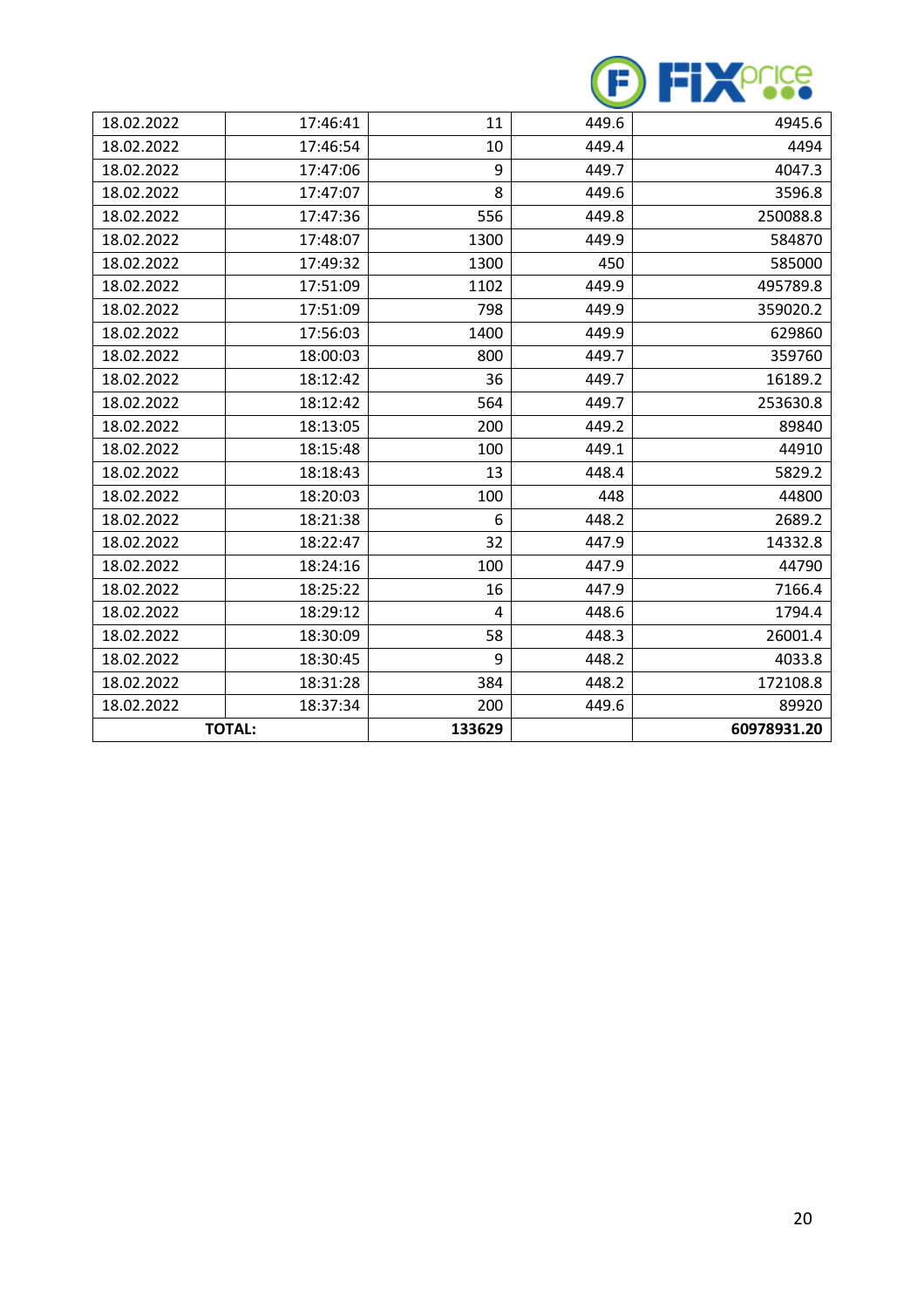| | | | | |
|---|---|---|---|---|
| 18.02.2022 | 17:46:41 | 11 | 449.6 | 4945.6 |
| 18.02.2022 | 17:46:54 | 10 | 449.4 | 4494 |
| 18.02.2022 | 17:47:06 | 9 | 449.7 | 4047.3 |
| 18.02.2022 | 17:47:07 | 8 | 449.6 | 3596.8 |
| 18.02.2022 | 17:47:36 | 556 | 449.8 | 250088.8 |
| 18.02.2022 | 17:48:07 | 1300 | 449.9 | 584870 |
| 18.02.2022 | 17:49:32 | 1300 | 450 | 585000 |
| 18.02.2022 | 17:51:09 | 1102 | 449.9 | 495789.8 |
| 18.02.2022 | 17:51:09 | 798 | 449.9 | 359020.2 |
| 18.02.2022 | 17:56:03 | 1400 | 449.9 | 629860 |
| 18.02.2022 | 18:00:03 | 800 | 449.7 | 359760 |
| 18.02.2022 | 18:12:42 | 36 | 449.7 | 16189.2 |
| 18.02.2022 | 18:12:42 | 564 | 449.7 | 253630.8 |
| 18.02.2022 | 18:13:05 | 200 | 449.2 | 89840 |
| 18.02.2022 | 18:15:48 | 100 | 449.1 | 44910 |
| 18.02.2022 | 18:18:43 | 13 | 448.4 | 5829.2 |
| 18.02.2022 | 18:20:03 | 100 | 448 | 44800 |
| 18.02.2022 | 18:21:38 | 6 | 448.2 | 2689.2 |
| 18.02.2022 | 18:22:47 | 32 | 447.9 | 14332.8 |
| 18.02.2022 | 18:24:16 | 100 | 447.9 | 44790 |
| 18.02.2022 | 18:25:22 | 16 | 447.9 | 7166.4 |
| 18.02.2022 | 18:29:12 | 4 | 448.6 | 1794.4 |
| 18.02.2022 | 18:30:09 | 58 | 448.3 | 26001.4 |
| 18.02.2022 | 18:30:45 | 9 | 448.2 | 4033.8 |
| 18.02.2022 | 18:31:28 | 384 | 448.2 | 172108.8 |
| 18.02.2022 | 18:37:34 | 200 | 449.6 | 89920 |
| **TOTAL:** | | **133629** | | **60978931.20** |